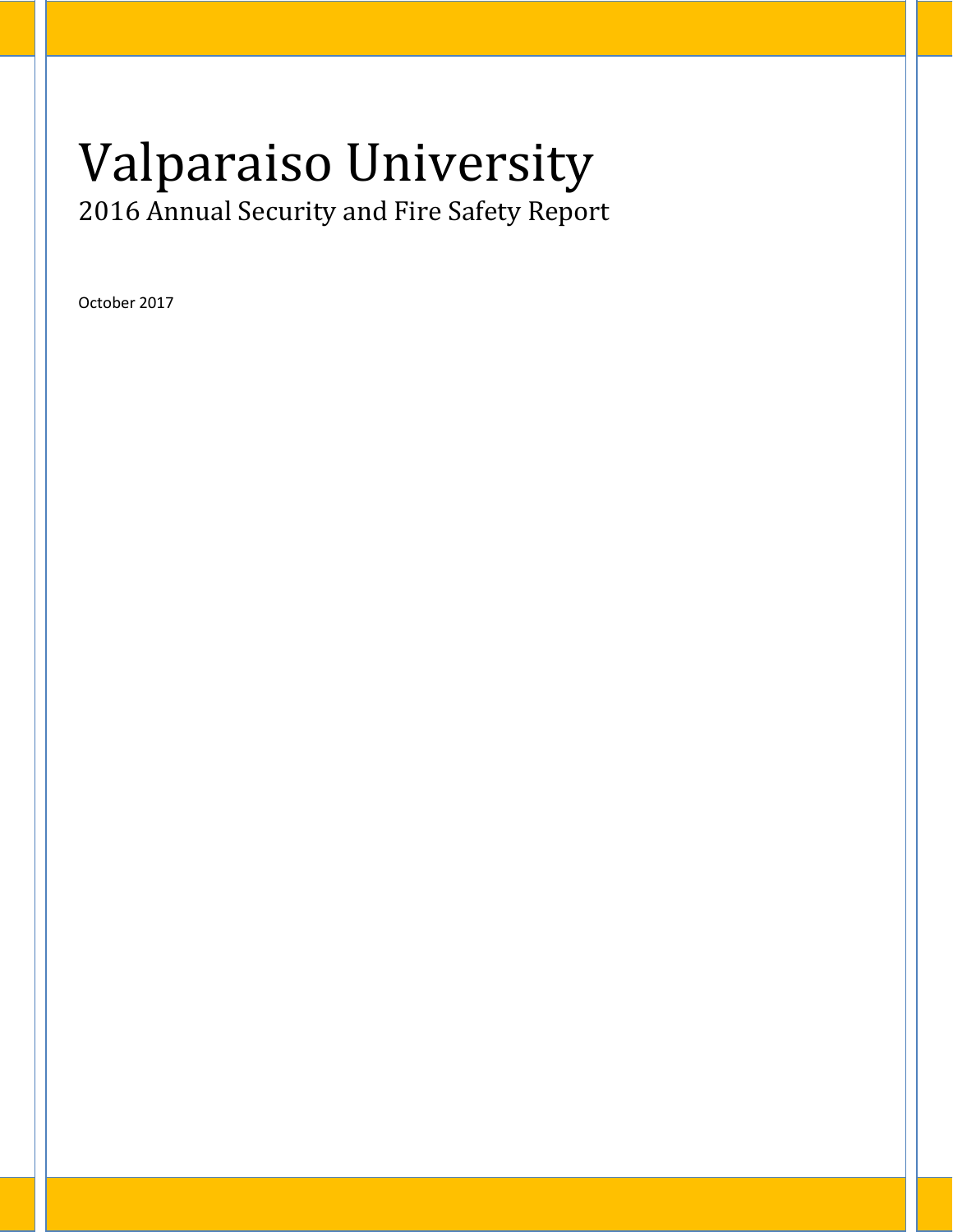# Valparaiso University

## 2016 Annual Security and Fire Safety Report

October 2017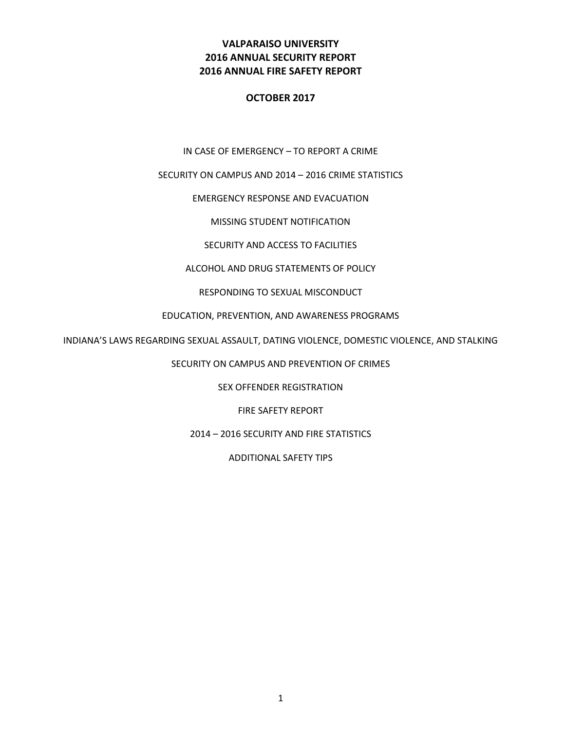# VALPARAISO UNIVERSITY
# 2016 ANNUAL SECURITY REPORT
# 2016 ANNUAL FIRE SAFETY REPORT

**OCTOBER 2017**

IN CASE OF EMERGENCY – TO REPORT A CRIME

SECURITY ON CAMPUS AND 2014 – 2016 CRIME STATISTICS

EMERGENCY RESPONSE AND EVACUATION

MISSING STUDENT NOTIFICATION

SECURITY AND ACCESS TO FACILITIES

ALCOHOL AND DRUG STATEMENTS OF POLICY

RESPONDING TO SEXUAL MISCONDUCT

EDUCATION, PREVENTION, AND AWARENESS PROGRAMS

INDIANA'S LAWS REGARDING SEXUAL ASSAULT, DATING VIOLENCE, DOMESTIC VIOLENCE, AND STALKING

SECURITY ON CAMPUS AND PREVENTION OF CRIMES

SEX OFFENDER REGISTRATION

FIRE SAFETY REPORT

2014 – 2016 SECURITY AND FIRE STATISTICS

ADDITIONAL SAFETY TIPS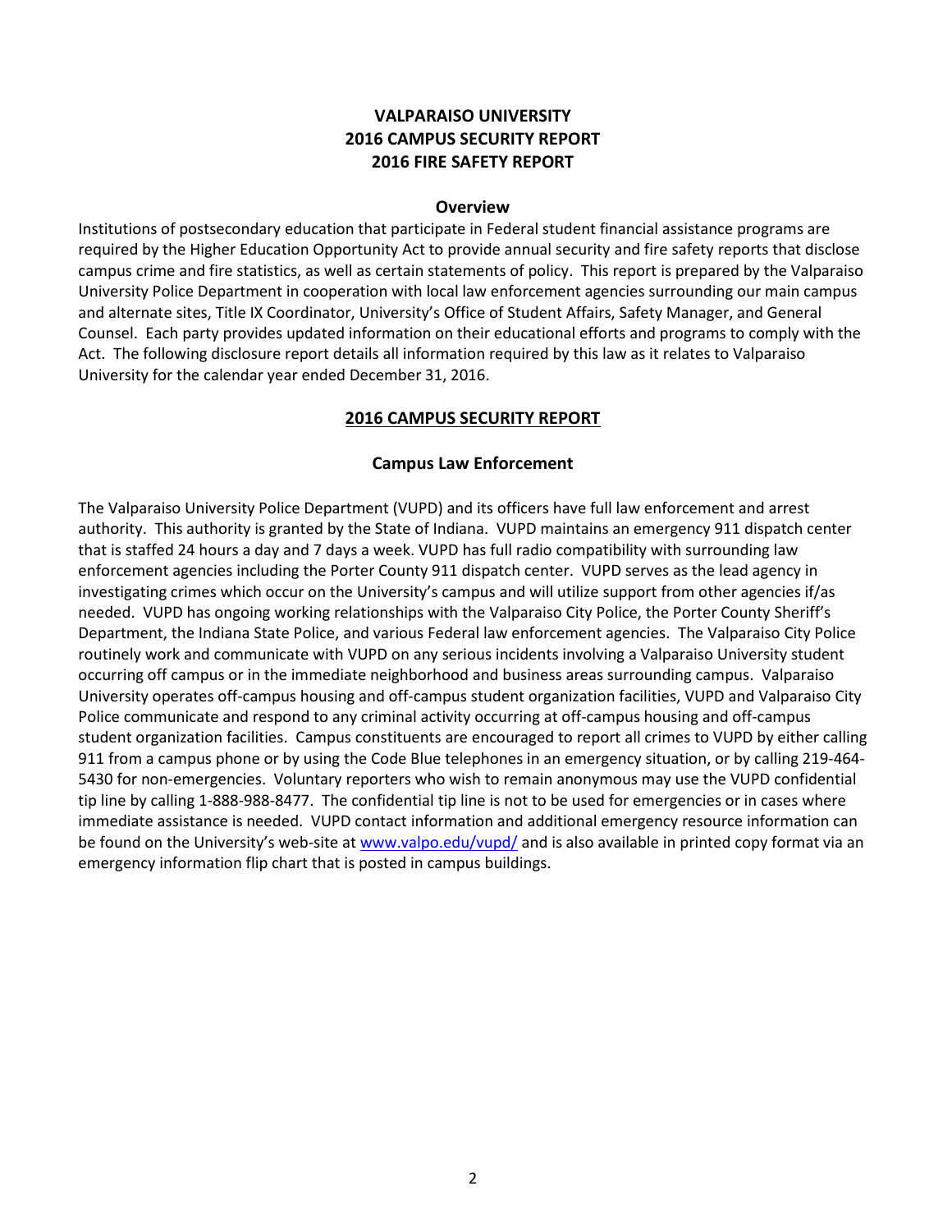# VALPARAISO UNIVERSITY
# 2016 CAMPUS SECURITY REPORT
# 2016 FIRE SAFETY REPORT

### Overview

Institutions of postsecondary education that participate in Federal student financial assistance programs are required by the Higher Education Opportunity Act to provide annual security and fire safety reports that disclose campus crime and fire statistics, as well as certain statements of policy. This report is prepared by the Valparaiso University Police Department in cooperation with local law enforcement agencies surrounding our main campus and alternate sites, Title IX Coordinator, University's Office of Student Affairs, Safety Manager, and General Counsel. Each party provides updated information on their educational efforts and programs to comply with the Act. The following disclosure report details all information required by this law as it relates to Valparaiso University for the calendar year ended December 31, 2016.

## 2016 CAMPUS SECURITY REPORT

### Campus Law Enforcement

The Valparaiso University Police Department (VUPD) and its officers have full law enforcement and arrest authority. This authority is granted by the State of Indiana. VUPD maintains an emergency 911 dispatch center that is staffed 24 hours a day and 7 days a week. VUPD has full radio compatibility with surrounding law enforcement agencies including the Porter County 911 dispatch center. VUPD serves as the lead agency in investigating crimes which occur on the University's campus and will utilize support from other agencies if/as needed. VUPD has ongoing working relationships with the Valparaiso City Police, the Porter County Sheriff's Department, the Indiana State Police, and various Federal law enforcement agencies. The Valparaiso City Police routinely work and communicate with VUPD on any serious incidents involving a Valparaiso University student occurring off campus or in the immediate neighborhood and business areas surrounding campus. Valparaiso University operates off-campus housing and off-campus student organization facilities, VUPD and Valparaiso City Police communicate and respond to any criminal activity occurring at off-campus housing and off-campus student organization facilities. Campus constituents are encouraged to report all crimes to VUPD by either calling 911 from a campus phone or by using the Code Blue telephones in an emergency situation, or by calling 219-464-5430 for non-emergencies. Voluntary reporters who wish to remain anonymous may use the VUPD confidential tip line by calling 1-888-988-8477. The confidential tip line is not to be used for emergencies or in cases where immediate assistance is needed. VUPD contact information and additional emergency resource information can be found on the University's web-site at [www.valpo.edu/vupd/](http://www.valpo.edu/vupd/) and is also available in printed copy format via an emergency information flip chart that is posted in campus buildings.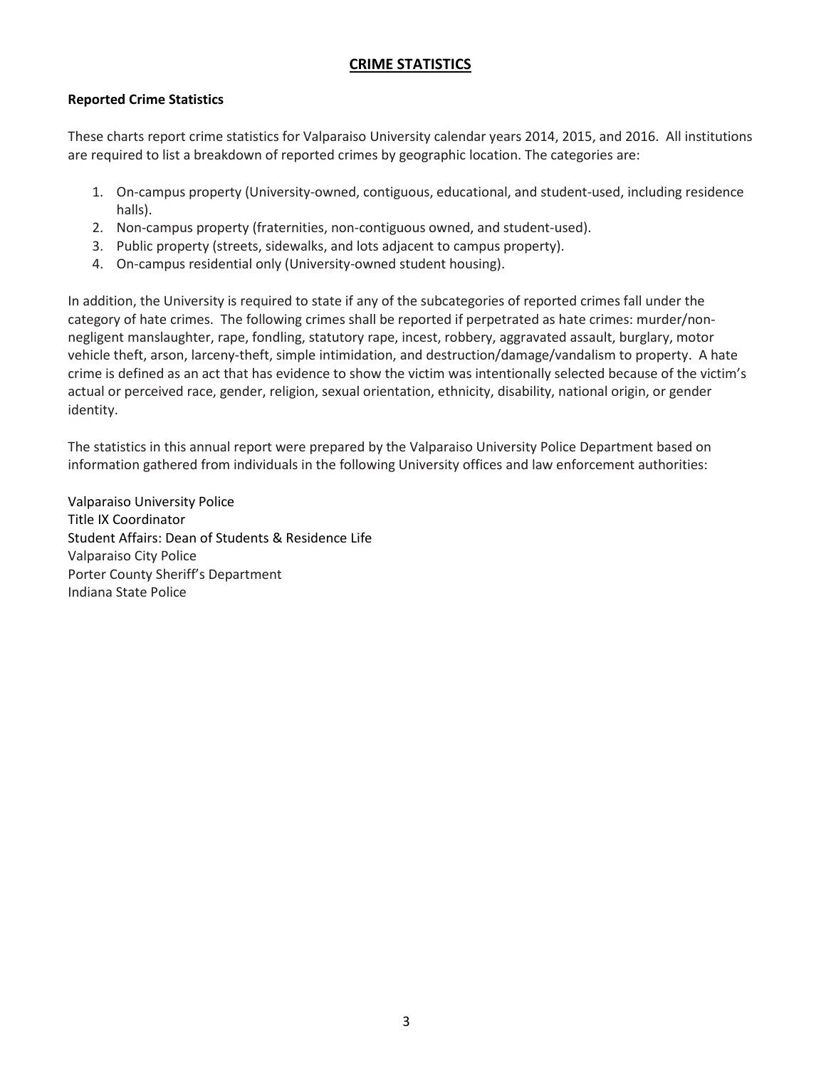# CRIME STATISTICS

**Reported Crime Statistics**

These charts report crime statistics for Valparaiso University calendar years 2014, 2015, and 2016. All institutions are required to list a breakdown of reported crimes by geographic location. The categories are:

1. On-campus property (University-owned, contiguous, educational, and student-used, including residence halls).
2. Non-campus property (fraternities, non-contiguous owned, and student-used).
3. Public property (streets, sidewalks, and lots adjacent to campus property).
4. On-campus residential only (University-owned student housing).

In addition, the University is required to state if any of the subcategories of reported crimes fall under the category of hate crimes. The following crimes shall be reported if perpetrated as hate crimes: murder/non-negligent manslaughter, rape, fondling, statutory rape, incest, robbery, aggravated assault, burglary, motor vehicle theft, arson, larceny-theft, simple intimidation, and destruction/damage/vandalism to property. A hate crime is defined as an act that has evidence to show the victim was intentionally selected because of the victim's actual or perceived race, gender, religion, sexual orientation, ethnicity, disability, national origin, or gender identity.

The statistics in this annual report were prepared by the Valparaiso University Police Department based on information gathered from individuals in the following University offices and law enforcement authorities:

Valparaiso University Police
Title IX Coordinator
Student Affairs: Dean of Students & Residence Life
Valparaiso City Police
Porter County Sheriff's Department
Indiana State Police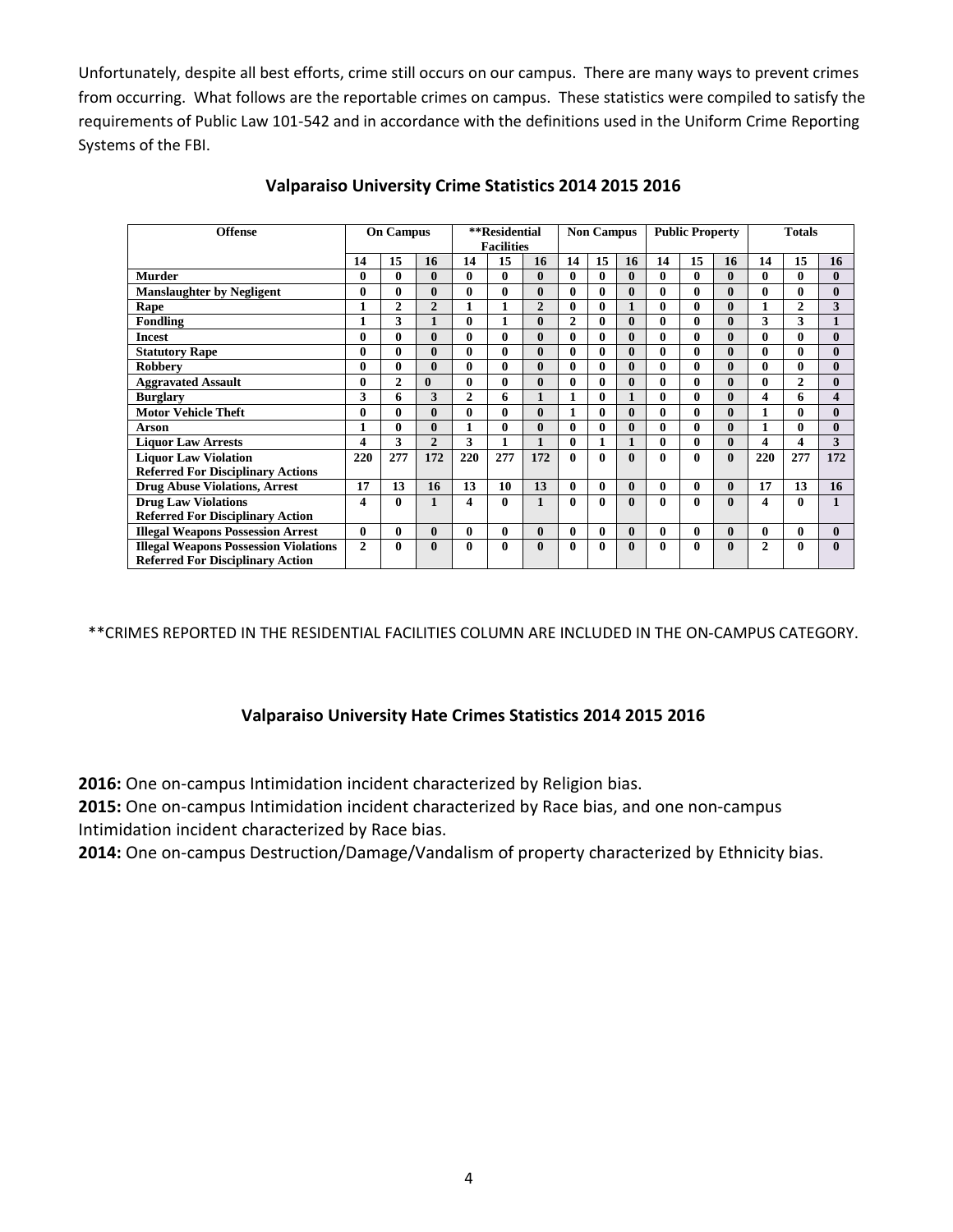Unfortunately, despite all best efforts, crime still occurs on our campus. There are many ways to prevent crimes from occurring. What follows are the reportable crimes on campus. These statistics were compiled to satisfy the requirements of Public Law 101-542 and in accordance with the definitions used in the Uniform Crime Reporting Systems of the FBI.

## Valparaiso University Crime Statistics 2014 2015 2016

| Offense | On Campus | | | **Residential Facilities | | | Non Campus | | | Public Property | | | Totals | | |
|---|---|---|---|---|---|---|---|---|---|---|---|---|---|---|---|
| | 14 | 15 | 16 | 14 | 15 | 16 | 14 | 15 | 16 | 14 | 15 | 16 | 14 | 15 | 16 |
| Murder | 0 | 0 | 0 | 0 | 0 | 0 | 0 | 0 | 0 | 0 | 0 | 0 | 0 | 0 | 0 |
| Manslaughter by Negligent | 0 | 0 | 0 | 0 | 0 | 0 | 0 | 0 | 0 | 0 | 0 | 0 | 0 | 0 | 0 |
| Rape | 1 | 2 | 2 | 1 | 1 | 2 | 0 | 0 | 1 | 0 | 0 | 0 | 1 | 2 | 3 |
| Fondling | 1 | 3 | 1 | 0 | 1 | 0 | 2 | 0 | 0 | 0 | 0 | 0 | 3 | 3 | 1 |
| Incest | 0 | 0 | 0 | 0 | 0 | 0 | 0 | 0 | 0 | 0 | 0 | 0 | 0 | 0 | 0 |
| Statutory Rape | 0 | 0 | 0 | 0 | 0 | 0 | 0 | 0 | 0 | 0 | 0 | 0 | 0 | 0 | 0 |
| Robbery | 0 | 0 | 0 | 0 | 0 | 0 | 0 | 0 | 0 | 0 | 0 | 0 | 0 | 0 | 0 |
| Aggravated Assault | 0 | 2 | 0 | 0 | 0 | 0 | 0 | 0 | 0 | 0 | 0 | 0 | 0 | 2 | 0 |
| Burglary | 3 | 6 | 3 | 2 | 6 | 1 | 1 | 0 | 1 | 0 | 0 | 0 | 4 | 6 | 4 |
| Motor Vehicle Theft | 0 | 0 | 0 | 0 | 0 | 0 | 1 | 0 | 0 | 0 | 0 | 0 | 1 | 0 | 0 |
| Arson | 1 | 0 | 0 | 1 | 0 | 0 | 0 | 0 | 0 | 0 | 0 | 0 | 1 | 0 | 0 |
| Liquor Law Arrests | 4 | 3 | 2 | 3 | 1 | 1 | 0 | 1 | 1 | 0 | 0 | 0 | 4 | 4 | 3 |
| Liquor Law Violation Referred For Disciplinary Actions | 220 | 277 | 172 | 220 | 277 | 172 | 0 | 0 | 0 | 0 | 0 | 0 | 220 | 277 | 172 |
| Drug Abuse Violations, Arrest | 17 | 13 | 16 | 13 | 10 | 13 | 0 | 0 | 0 | 0 | 0 | 0 | 17 | 13 | 16 |
| Drug Law Violations Referred For Disciplinary Action | 4 | 0 | 1 | 4 | 0 | 1 | 0 | 0 | 0 | 0 | 0 | 0 | 4 | 0 | 1 |
| Illegal Weapons Possession Arrest | 0 | 0 | 0 | 0 | 0 | 0 | 0 | 0 | 0 | 0 | 0 | 0 | 0 | 0 | 0 |
| Illegal Weapons Possession Violations Referred For Disciplinary Action | 2 | 0 | 0 | 0 | 0 | 0 | 0 | 0 | 0 | 0 | 0 | 0 | 2 | 0 | 0 |

**CRIMES REPORTED IN THE RESIDENTIAL FACILITIES COLUMN ARE INCLUDED IN THE ON-CAMPUS CATEGORY.

## Valparaiso University Hate Crimes Statistics 2014 2015 2016

**2016:** One on-campus Intimidation incident characterized by Religion bias.
**2015:** One on-campus Intimidation incident characterized by Race bias, and one non-campus Intimidation incident characterized by Race bias.
**2014:** One on-campus Destruction/Damage/Vandalism of property characterized by Ethnicity bias.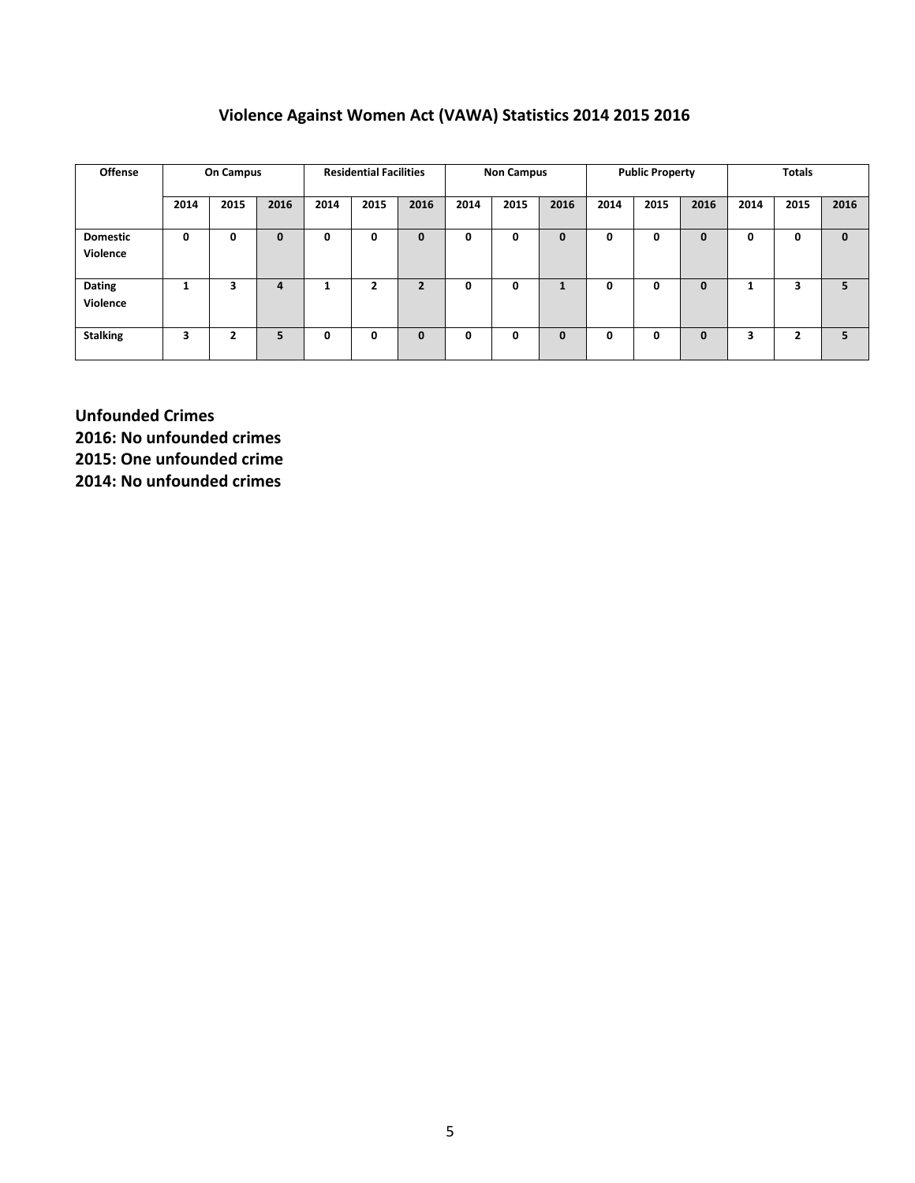# Violence Against Women Act (VAWA) Statistics 2014 2015 2016

| Offense | On Campus | | | Residential Facilities | | | Non Campus | | | Public Property | | | Totals | | |
|---|---|---|---|---|---|---|---|---|---|---|---|---|---|---|---|
| | 2014 | 2015 | 2016 | 2014 | 2015 | 2016 | 2014 | 2015 | 2016 | 2014 | 2015 | 2016 | 2014 | 2015 | 2016 |
| **Domestic Violence** | 0 | 0 | 0 | 0 | 0 | 0 | 0 | 0 | 0 | 0 | 0 | 0 | 0 | 0 | 0 |
| **Dating Violence** | 1 | 3 | 4 | 1 | 2 | 2 | 0 | 0 | 1 | 0 | 0 | 0 | 1 | 3 | 5 |
| **Stalking** | 3 | 2 | 5 | 0 | 0 | 0 | 0 | 0 | 0 | 0 | 0 | 0 | 3 | 2 | 5 |

**Unfounded Crimes**
**2016: No unfounded crimes**
**2015: One unfounded crime**
**2014: No unfounded crimes**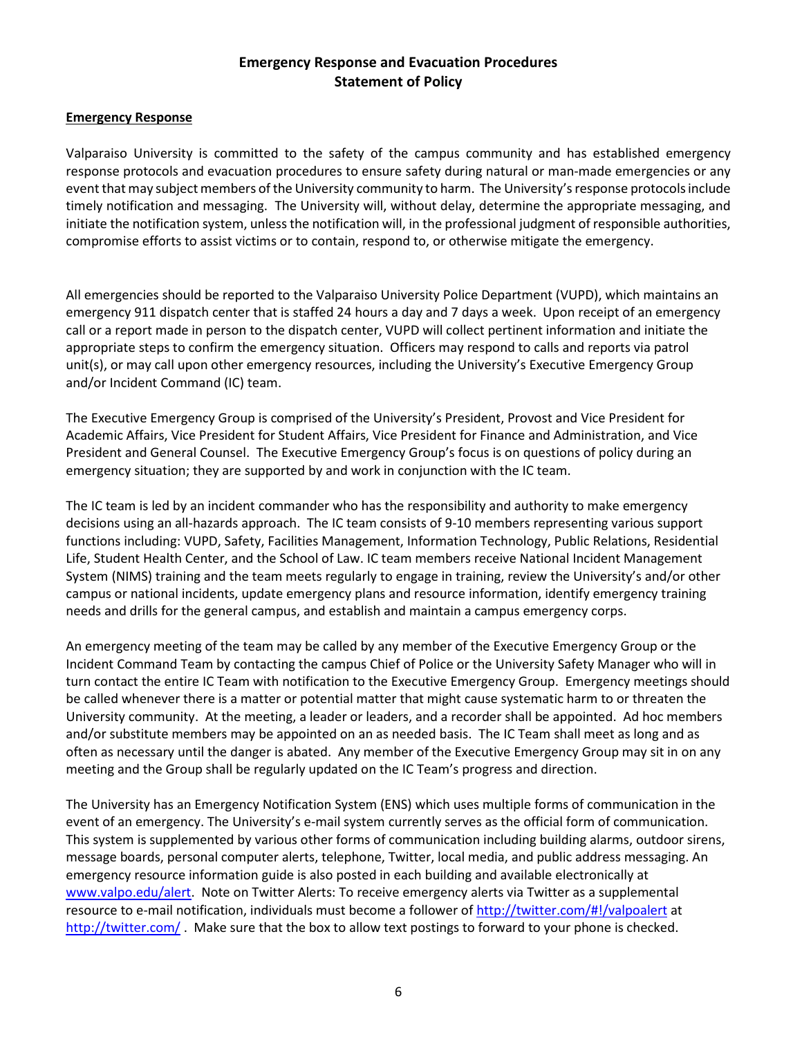# Emergency Response and Evacuation Procedures
## Statement of Policy

**Emergency Response**

Valparaiso University is committed to the safety of the campus community and has established emergency response protocols and evacuation procedures to ensure safety during natural or man-made emergencies or any event that may subject members of the University community to harm. The University's response protocols include timely notification and messaging. The University will, without delay, determine the appropriate messaging, and initiate the notification system, unless the notification will, in the professional judgment of responsible authorities, compromise efforts to assist victims or to contain, respond to, or otherwise mitigate the emergency.

All emergencies should be reported to the Valparaiso University Police Department (VUPD), which maintains an emergency 911 dispatch center that is staffed 24 hours a day and 7 days a week. Upon receipt of an emergency call or a report made in person to the dispatch center, VUPD will collect pertinent information and initiate the appropriate steps to confirm the emergency situation. Officers may respond to calls and reports via patrol unit(s), or may call upon other emergency resources, including the University's Executive Emergency Group and/or Incident Command (IC) team.

The Executive Emergency Group is comprised of the University's President, Provost and Vice President for Academic Affairs, Vice President for Student Affairs, Vice President for Finance and Administration, and Vice President and General Counsel. The Executive Emergency Group's focus is on questions of policy during an emergency situation; they are supported by and work in conjunction with the IC team.

The IC team is led by an incident commander who has the responsibility and authority to make emergency decisions using an all-hazards approach. The IC team consists of 9-10 members representing various support functions including: VUPD, Safety, Facilities Management, Information Technology, Public Relations, Residential Life, Student Health Center, and the School of Law. IC team members receive National Incident Management System (NIMS) training and the team meets regularly to engage in training, review the University's and/or other campus or national incidents, update emergency plans and resource information, identify emergency training needs and drills for the general campus, and establish and maintain a campus emergency corps.

An emergency meeting of the team may be called by any member of the Executive Emergency Group or the Incident Command Team by contacting the campus Chief of Police or the University Safety Manager who will in turn contact the entire IC Team with notification to the Executive Emergency Group. Emergency meetings should be called whenever there is a matter or potential matter that might cause systematic harm to or threaten the University community. At the meeting, a leader or leaders, and a recorder shall be appointed. Ad hoc members and/or substitute members may be appointed on an as needed basis. The IC Team shall meet as long and as often as necessary until the danger is abated. Any member of the Executive Emergency Group may sit in on any meeting and the Group shall be regularly updated on the IC Team's progress and direction.

The University has an Emergency Notification System (ENS) which uses multiple forms of communication in the event of an emergency. The University's e-mail system currently serves as the official form of communication. This system is supplemented by various other forms of communication including building alarms, outdoor sirens, message boards, personal computer alerts, telephone, Twitter, local media, and public address messaging. An emergency resource information guide is also posted in each building and available electronically at [www.valpo.edu/alert](www.valpo.edu/alert). Note on Twitter Alerts: To receive emergency alerts via Twitter as a supplemental resource to e-mail notification, individuals must become a follower of [http://twitter.com/#!/valpoalert](http://twitter.com/#!/valpoalert) at [http://twitter.com/](http://twitter.com/) . Make sure that the box to allow text postings to forward to your phone is checked.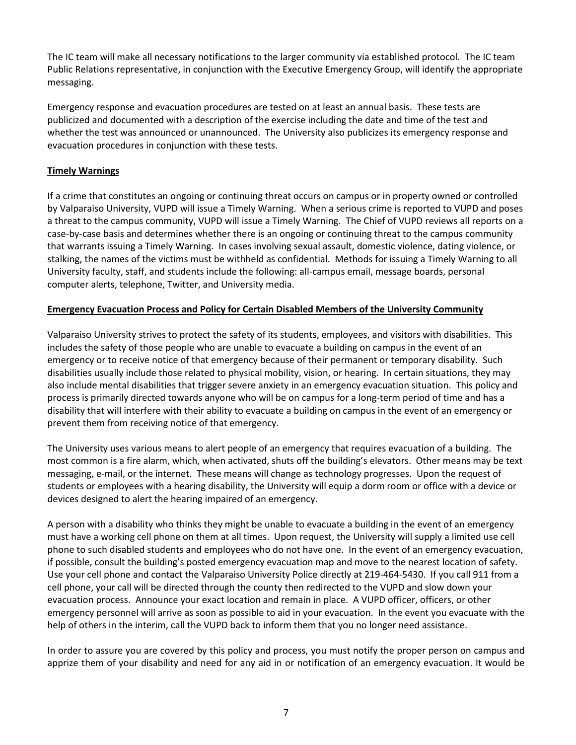The IC team will make all necessary notifications to the larger community via established protocol. The IC team Public Relations representative, in conjunction with the Executive Emergency Group, will identify the appropriate messaging.

Emergency response and evacuation procedures are tested on at least an annual basis. These tests are publicized and documented with a description of the exercise including the date and time of the test and whether the test was announced or unannounced. The University also publicizes its emergency response and evacuation procedures in conjunction with these tests.

**Timely Warnings**

If a crime that constitutes an ongoing or continuing threat occurs on campus or in property owned or controlled by Valparaiso University, VUPD will issue a Timely Warning. When a serious crime is reported to VUPD and poses a threat to the campus community, VUPD will issue a Timely Warning. The Chief of VUPD reviews all reports on a case-by-case basis and determines whether there is an ongoing or continuing threat to the campus community that warrants issuing a Timely Warning. In cases involving sexual assault, domestic violence, dating violence, or stalking, the names of the victims must be withheld as confidential. Methods for issuing a Timely Warning to all University faculty, staff, and students include the following: all-campus email, message boards, personal computer alerts, telephone, Twitter, and University media.

**Emergency Evacuation Process and Policy for Certain Disabled Members of the University Community**

Valparaiso University strives to protect the safety of its students, employees, and visitors with disabilities. This includes the safety of those people who are unable to evacuate a building on campus in the event of an emergency or to receive notice of that emergency because of their permanent or temporary disability. Such disabilities usually include those related to physical mobility, vision, or hearing. In certain situations, they may also include mental disabilities that trigger severe anxiety in an emergency evacuation situation. This policy and process is primarily directed towards anyone who will be on campus for a long-term period of time and has a disability that will interfere with their ability to evacuate a building on campus in the event of an emergency or prevent them from receiving notice of that emergency.

The University uses various means to alert people of an emergency that requires evacuation of a building. The most common is a fire alarm, which, when activated, shuts off the building's elevators. Other means may be text messaging, e-mail, or the internet. These means will change as technology progresses. Upon the request of students or employees with a hearing disability, the University will equip a dorm room or office with a device or devices designed to alert the hearing impaired of an emergency.

A person with a disability who thinks they might be unable to evacuate a building in the event of an emergency must have a working cell phone on them at all times. Upon request, the University will supply a limited use cell phone to such disabled students and employees who do not have one. In the event of an emergency evacuation, if possible, consult the building's posted emergency evacuation map and move to the nearest location of safety. Use your cell phone and contact the Valparaiso University Police directly at 219-464-5430. If you call 911 from a cell phone, your call will be directed through the county then redirected to the VUPD and slow down your evacuation process. Announce your exact location and remain in place. A VUPD officer, officers, or other emergency personnel will arrive as soon as possible to aid in your evacuation. In the event you evacuate with the help of others in the interim, call the VUPD back to inform them that you no longer need assistance.

In order to assure you are covered by this policy and process, you must notify the proper person on campus and apprize them of your disability and need for any aid in or notification of an emergency evacuation. It would be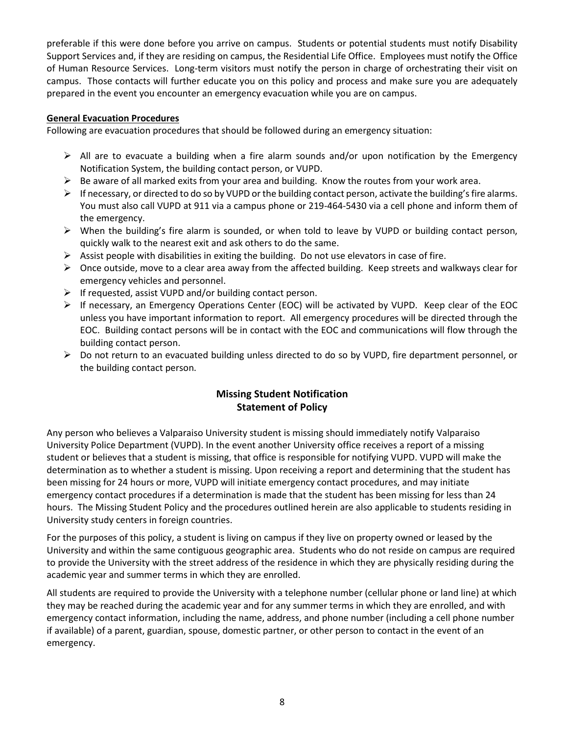preferable if this were done before you arrive on campus. Students or potential students must notify Disability Support Services and, if they are residing on campus, the Residential Life Office. Employees must notify the Office of Human Resource Services. Long-term visitors must notify the person in charge of orchestrating their visit on campus. Those contacts will further educate you on this policy and process and make sure you are adequately prepared in the event you encounter an emergency evacuation while you are on campus.

**General Evacuation Procedures**

Following are evacuation procedures that should be followed during an emergency situation:

- All are to evacuate a building when a fire alarm sounds and/or upon notification by the Emergency Notification System, the building contact person, or VUPD.
- Be aware of all marked exits from your area and building. Know the routes from your work area.
- If necessary, or directed to do so by VUPD or the building contact person, activate the building's fire alarms. You must also call VUPD at 911 via a campus phone or 219-464-5430 via a cell phone and inform them of the emergency.
- When the building's fire alarm is sounded, or when told to leave by VUPD or building contact person, quickly walk to the nearest exit and ask others to do the same.
- Assist people with disabilities in exiting the building. Do not use elevators in case of fire.
- Once outside, move to a clear area away from the affected building. Keep streets and walkways clear for emergency vehicles and personnel.
- If requested, assist VUPD and/or building contact person.
- If necessary, an Emergency Operations Center (EOC) will be activated by VUPD. Keep clear of the EOC unless you have important information to report. All emergency procedures will be directed through the EOC. Building contact persons will be in contact with the EOC and communications will flow through the building contact person.
- Do not return to an evacuated building unless directed to do so by VUPD, fire department personnel, or the building contact person.

## Missing Student Notification
## Statement of Policy

Any person who believes a Valparaiso University student is missing should immediately notify Valparaiso University Police Department (VUPD). In the event another University office receives a report of a missing student or believes that a student is missing, that office is responsible for notifying VUPD. VUPD will make the determination as to whether a student is missing. Upon receiving a report and determining that the student has been missing for 24 hours or more, VUPD will initiate emergency contact procedures, and may initiate emergency contact procedures if a determination is made that the student has been missing for less than 24 hours. The Missing Student Policy and the procedures outlined herein are also applicable to students residing in University study centers in foreign countries.

For the purposes of this policy, a student is living on campus if they live on property owned or leased by the University and within the same contiguous geographic area. Students who do not reside on campus are required to provide the University with the street address of the residence in which they are physically residing during the academic year and summer terms in which they are enrolled.

All students are required to provide the University with a telephone number (cellular phone or land line) at which they may be reached during the academic year and for any summer terms in which they are enrolled, and with emergency contact information, including the name, address, and phone number (including a cell phone number if available) of a parent, guardian, spouse, domestic partner, or other person to contact in the event of an emergency.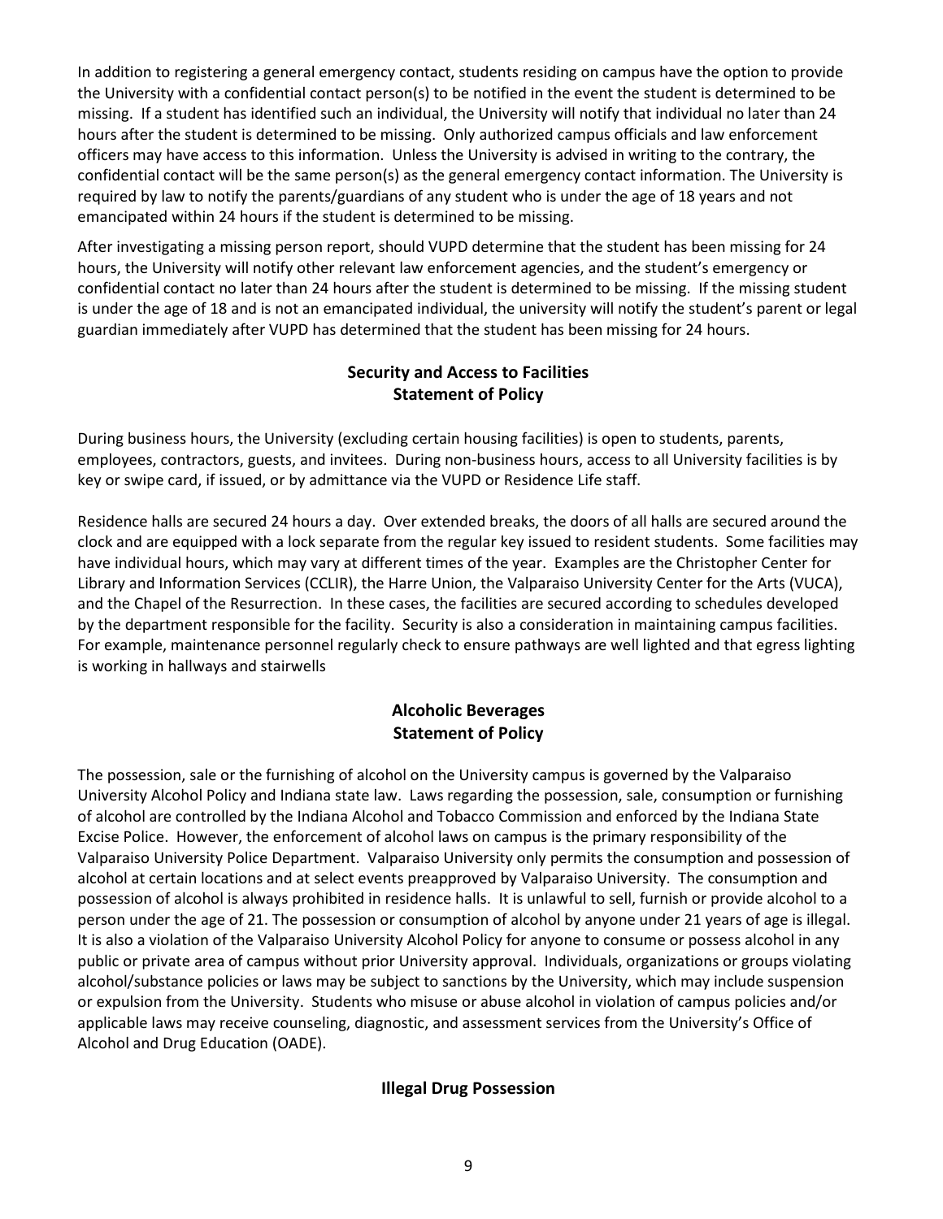In addition to registering a general emergency contact, students residing on campus have the option to provide the University with a confidential contact person(s) to be notified in the event the student is determined to be missing. If a student has identified such an individual, the University will notify that individual no later than 24 hours after the student is determined to be missing. Only authorized campus officials and law enforcement officers may have access to this information. Unless the University is advised in writing to the contrary, the confidential contact will be the same person(s) as the general emergency contact information. The University is required by law to notify the parents/guardians of any student who is under the age of 18 years and not emancipated within 24 hours if the student is determined to be missing.

After investigating a missing person report, should VUPD determine that the student has been missing for 24 hours, the University will notify other relevant law enforcement agencies, and the student's emergency or confidential contact no later than 24 hours after the student is determined to be missing. If the missing student is under the age of 18 and is not an emancipated individual, the university will notify the student's parent or legal guardian immediately after VUPD has determined that the student has been missing for 24 hours.

## Security and Access to Facilities
## Statement of Policy

During business hours, the University (excluding certain housing facilities) is open to students, parents, employees, contractors, guests, and invitees. During non-business hours, access to all University facilities is by key or swipe card, if issued, or by admittance via the VUPD or Residence Life staff.

Residence halls are secured 24 hours a day. Over extended breaks, the doors of all halls are secured around the clock and are equipped with a lock separate from the regular key issued to resident students. Some facilities may have individual hours, which may vary at different times of the year. Examples are the Christopher Center for Library and Information Services (CCLIR), the Harre Union, the Valparaiso University Center for the Arts (VUCA), and the Chapel of the Resurrection. In these cases, the facilities are secured according to schedules developed by the department responsible for the facility. Security is also a consideration in maintaining campus facilities. For example, maintenance personnel regularly check to ensure pathways are well lighted and that egress lighting is working in hallways and stairwells

## Alcoholic Beverages
## Statement of Policy

The possession, sale or the furnishing of alcohol on the University campus is governed by the Valparaiso University Alcohol Policy and Indiana state law. Laws regarding the possession, sale, consumption or furnishing of alcohol are controlled by the Indiana Alcohol and Tobacco Commission and enforced by the Indiana State Excise Police. However, the enforcement of alcohol laws on campus is the primary responsibility of the Valparaiso University Police Department. Valparaiso University only permits the consumption and possession of alcohol at certain locations and at select events preapproved by Valparaiso University. The consumption and possession of alcohol is always prohibited in residence halls. It is unlawful to sell, furnish or provide alcohol to a person under the age of 21. The possession or consumption of alcohol by anyone under 21 years of age is illegal. It is also a violation of the Valparaiso University Alcohol Policy for anyone to consume or possess alcohol in any public or private area of campus without prior University approval. Individuals, organizations or groups violating alcohol/substance policies or laws may be subject to sanctions by the University, which may include suspension or expulsion from the University. Students who misuse or abuse alcohol in violation of campus policies and/or applicable laws may receive counseling, diagnostic, and assessment services from the University's Office of Alcohol and Drug Education (OADE).

## Illegal Drug Possession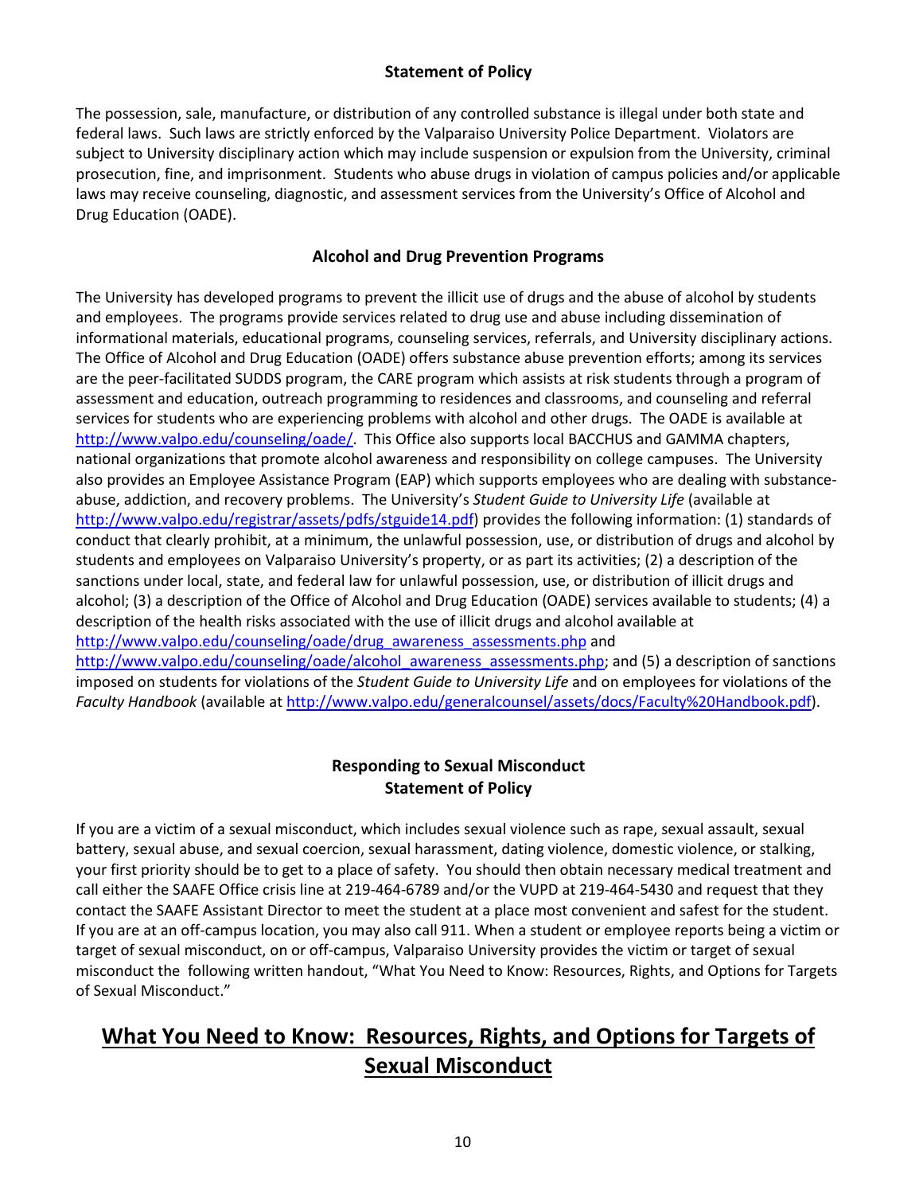### Statement of Policy

The possession, sale, manufacture, or distribution of any controlled substance is illegal under both state and federal laws. Such laws are strictly enforced by the Valparaiso University Police Department. Violators are subject to University disciplinary action which may include suspension or expulsion from the University, criminal prosecution, fine, and imprisonment. Students who abuse drugs in violation of campus policies and/or applicable laws may receive counseling, diagnostic, and assessment services from the University's Office of Alcohol and Drug Education (OADE).

### Alcohol and Drug Prevention Programs

The University has developed programs to prevent the illicit use of drugs and the abuse of alcohol by students and employees. The programs provide services related to drug use and abuse including dissemination of informational materials, educational programs, counseling services, referrals, and University disciplinary actions. The Office of Alcohol and Drug Education (OADE) offers substance abuse prevention efforts; among its services are the peer-facilitated SUDDS program, the CARE program which assists at risk students through a program of assessment and education, outreach programming to residences and classrooms, and counseling and referral services for students who are experiencing problems with alcohol and other drugs. The OADE is available at http://www.valpo.edu/counseling/oade/. This Office also supports local BACCHUS and GAMMA chapters, national organizations that promote alcohol awareness and responsibility on college campuses. The University also provides an Employee Assistance Program (EAP) which supports employees who are dealing with substance-abuse, addiction, and recovery problems. The University's *Student Guide to University Life* (available at http://www.valpo.edu/registrar/assets/pdfs/stguide14.pdf) provides the following information: (1) standards of conduct that clearly prohibit, at a minimum, the unlawful possession, use, or distribution of drugs and alcohol by students and employees on Valparaiso University's property, or as part its activities; (2) a description of the sanctions under local, state, and federal law for unlawful possession, use, or distribution of illicit drugs and alcohol; (3) a description of the Office of Alcohol and Drug Education (OADE) services available to students; (4) a description of the health risks associated with the use of illicit drugs and alcohol available at http://www.valpo.edu/counseling/oade/drug_awareness_assessments.php and http://www.valpo.edu/counseling/oade/alcohol_awareness_assessments.php; and (5) a description of sanctions imposed on students for violations of the *Student Guide to University Life* and on employees for violations of the *Faculty Handbook* (available at http://www.valpo.edu/generalcounsel/assets/docs/Faculty%20Handbook.pdf).

### Responding to Sexual Misconduct
### Statement of Policy

If you are a victim of a sexual misconduct, which includes sexual violence such as rape, sexual assault, sexual battery, sexual abuse, and sexual coercion, sexual harassment, dating violence, domestic violence, or stalking, your first priority should be to get to a place of safety. You should then obtain necessary medical treatment and call either the SAAFE Office crisis line at 219-464-6789 and/or the VUPD at 219-464-5430 and request that they contact the SAAFE Assistant Director to meet the student at a place most convenient and safest for the student. If you are at an off-campus location, you may also call 911. When a student or employee reports being a victim or target of sexual misconduct, on or off-campus, Valparaiso University provides the victim or target of sexual misconduct the following written handout, "What You Need to Know: Resources, Rights, and Options for Targets of Sexual Misconduct."

## What You Need to Know: Resources, Rights, and Options for Targets of Sexual Misconduct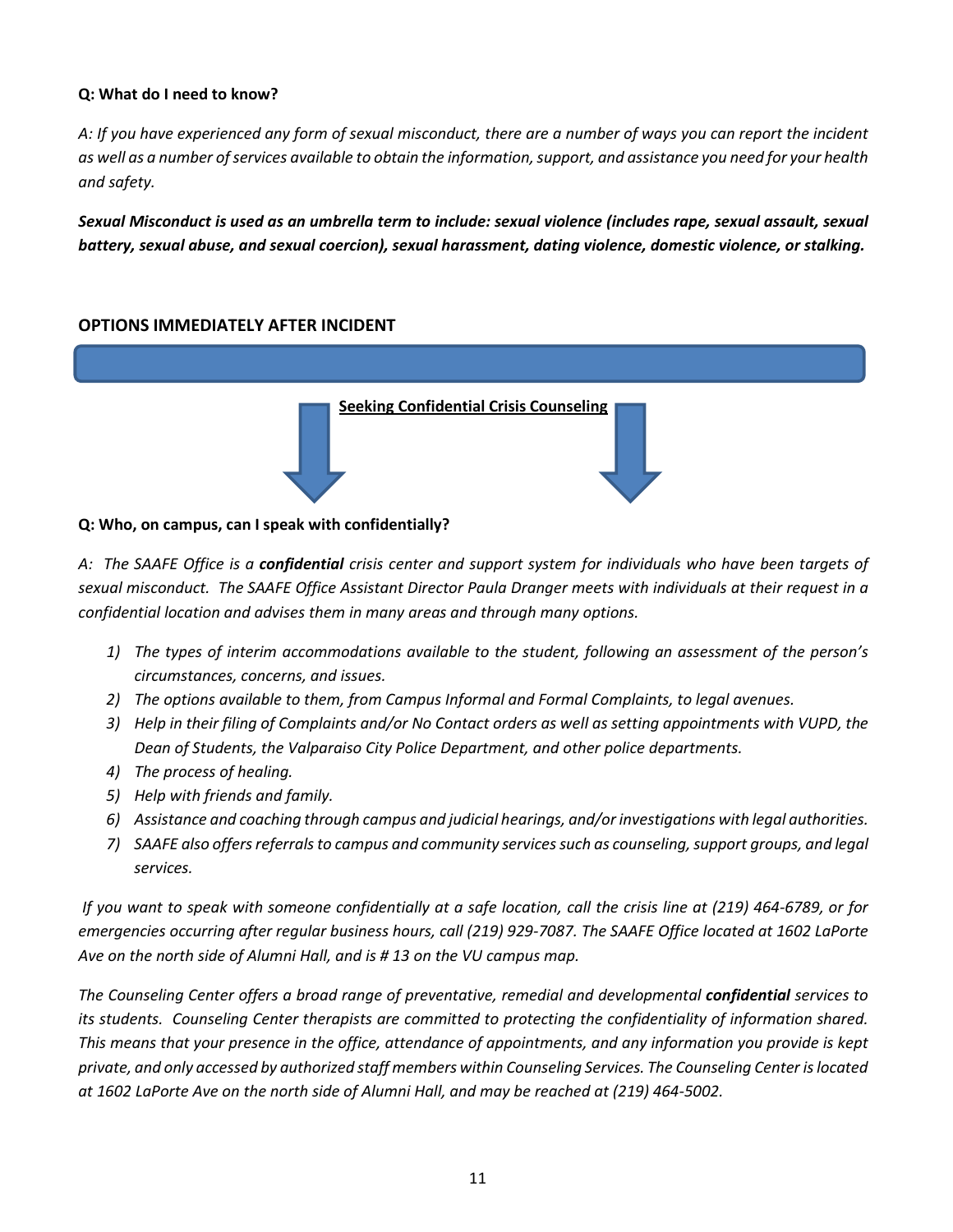**Q: What do I need to know?**

*A: If you have experienced any form of sexual misconduct, there are a number of ways you can report the incident as well as a number of services available to obtain the information, support, and assistance you need for your health and safety.*

***Sexual Misconduct is used as an umbrella term to include: sexual violence (includes rape, sexual assault, sexual battery, sexual abuse, and sexual coercion), sexual harassment, dating violence, domestic violence, or stalking.***

**OPTIONS IMMEDIATELY AFTER INCIDENT**

**Seeking Confidential Crisis Counseling**

**Q: Who, on campus, can I speak with confidentially?**

*A: The SAAFE Office is a **confidential** crisis center and support system for individuals who have been targets of sexual misconduct. The SAAFE Office Assistant Director Paula Dranger meets with individuals at their request in a confidential location and advises them in many areas and through many options.*

1) *The types of interim accommodations available to the student, following an assessment of the person's circumstances, concerns, and issues.*
2) *The options available to them, from Campus Informal and Formal Complaints, to legal avenues.*
3) *Help in their filing of Complaints and/or No Contact orders as well as setting appointments with VUPD, the Dean of Students, the Valparaiso City Police Department, and other police departments.*
4) *The process of healing.*
5) *Help with friends and family.*
6) *Assistance and coaching through campus and judicial hearings, and/or investigations with legal authorities.*
7) *SAAFE also offers referrals to campus and community services such as counseling, support groups, and legal services.*

*If you want to speak with someone confidentially at a safe location, call the crisis line at (219) 464-6789, or for emergencies occurring after regular business hours, call (219) 929-7087. The SAAFE Office located at 1602 LaPorte Ave on the north side of Alumni Hall, and is # 13 on the VU campus map.*

*The Counseling Center offers a broad range of preventative, remedial and developmental **confidential** services to its students. Counseling Center therapists are committed to protecting the confidentiality of information shared. This means that your presence in the office, attendance of appointments, and any information you provide is kept private, and only accessed by authorized staff members within Counseling Services. The Counseling Center is located at 1602 LaPorte Ave on the north side of Alumni Hall, and may be reached at (219) 464-5002.*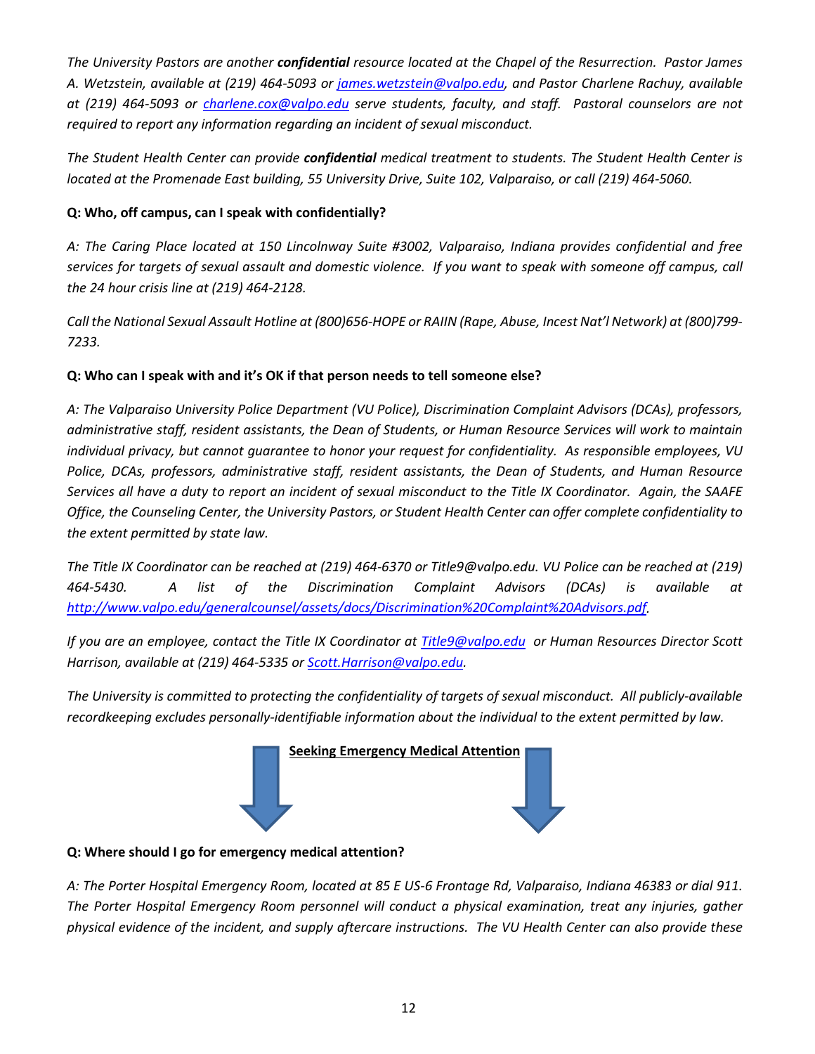*The University Pastors are another **confidential** resource located at the Chapel of the Resurrection. Pastor James A. Wetzstein, available at (219) 464-5093 or [james.wetzstein@valpo.edu](mailto:james.wetzstein@valpo.edu), and Pastor Charlene Rachuy, available at (219) 464-5093 or [charlene.cox@valpo.edu](mailto:charlene.cox@valpo.edu) serve students, faculty, and staff. Pastoral counselors are not required to report any information regarding an incident of sexual misconduct.*

*The Student Health Center can provide **confidential** medical treatment to students. The Student Health Center is located at the Promenade East building, 55 University Drive, Suite 102, Valparaiso, or call (219) 464-5060.*

**Q: Who, off campus, can I speak with confidentially?**

*A: The Caring Place located at 150 Lincolnway Suite #3002, Valparaiso, Indiana provides confidential and free services for targets of sexual assault and domestic violence. If you want to speak with someone off campus, call the 24 hour crisis line at (219) 464-2128.*

*Call the National Sexual Assault Hotline at (800)656-HOPE or RAIIN (Rape, Abuse, Incest Nat'l Network) at (800)799-7233.*

**Q: Who can I speak with and it's OK if that person needs to tell someone else?**

*A: The Valparaiso University Police Department (VU Police), Discrimination Complaint Advisors (DCAs), professors, administrative staff, resident assistants, the Dean of Students, or Human Resource Services will work to maintain individual privacy, but cannot guarantee to honor your request for confidentiality. As responsible employees, VU Police, DCAs, professors, administrative staff, resident assistants, the Dean of Students, and Human Resource Services all have a duty to report an incident of sexual misconduct to the Title IX Coordinator. Again, the SAAFE Office, the Counseling Center, the University Pastors, or Student Health Center can offer complete confidentiality to the extent permitted by state law.*

*The Title IX Coordinator can be reached at (219) 464-6370 or Title9@valpo.edu. VU Police can be reached at (219) 464-5430. A list of the Discrimination Complaint Advisors (DCAs) is available at [http://www.valpo.edu/generalcounsel/assets/docs/Discrimination%20Complaint%20Advisors.pdf](http://www.valpo.edu/generalcounsel/assets/docs/Discrimination%20Complaint%20Advisors.pdf).*

*If you are an employee, contact the Title IX Coordinator at [Title9@valpo.edu](mailto:Title9@valpo.edu) or Human Resources Director Scott Harrison, available at (219) 464-5335 or [Scott.Harrison@valpo.edu](mailto:Scott.Harrison@valpo.edu).*

*The University is committed to protecting the confidentiality of targets of sexual misconduct. All publicly-available recordkeeping excludes personally-identifiable information about the individual to the extent permitted by law.*

## Seeking Emergency Medical Attention

**Q: Where should I go for emergency medical attention?**

*A: The Porter Hospital Emergency Room, located at 85 E US-6 Frontage Rd, Valparaiso, Indiana 46383 or dial 911. The Porter Hospital Emergency Room personnel will conduct a physical examination, treat any injuries, gather physical evidence of the incident, and supply aftercare instructions. The VU Health Center can also provide these*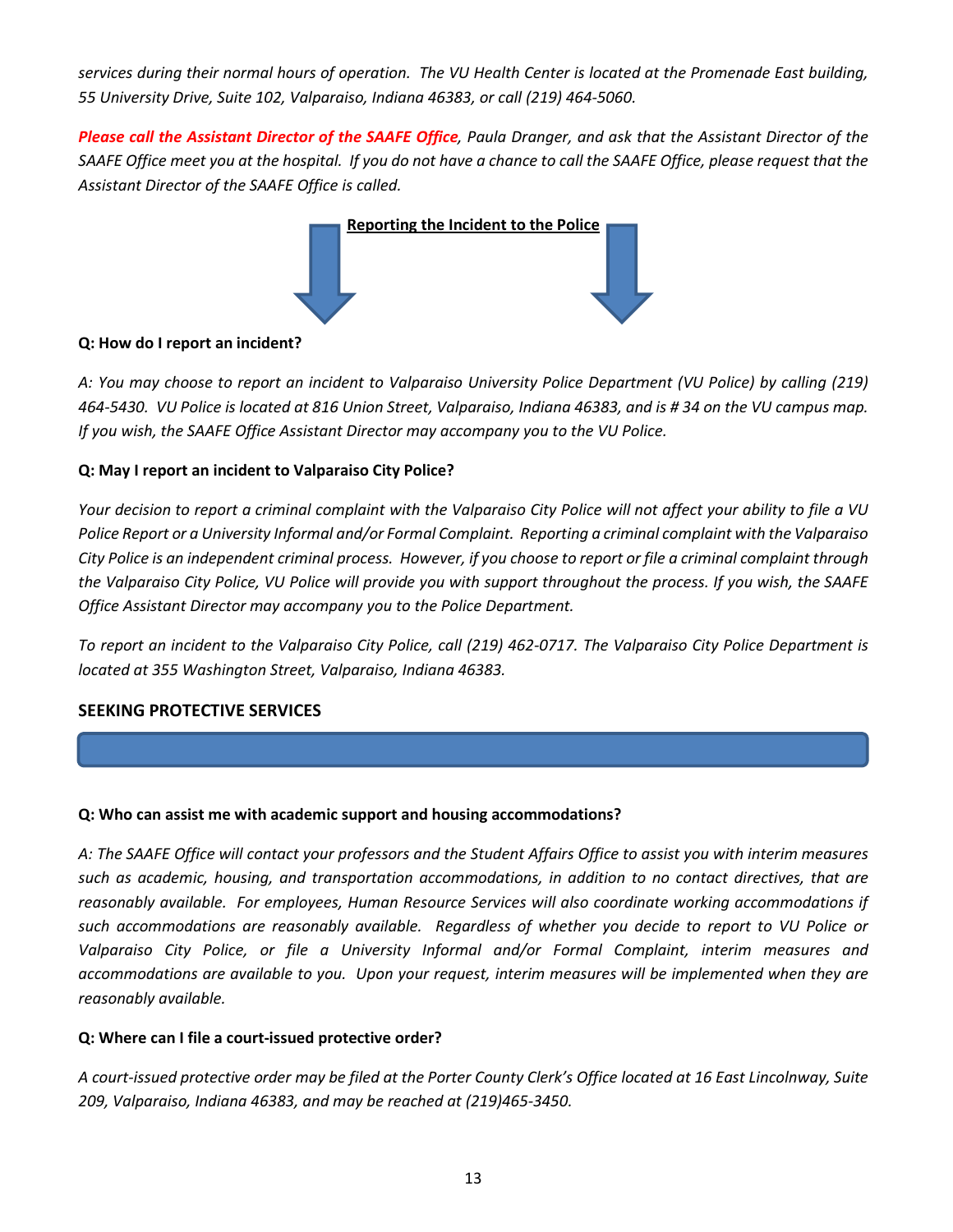*services during their normal hours of operation. The VU Health Center is located at the Promenade East building, 55 University Drive, Suite 102, Valparaiso, Indiana 46383, or call (219) 464-5060.*

***Please call the Assistant Director of the SAAFE Office****, Paula Dranger, and ask that the Assistant Director of the SAAFE Office meet you at the hospital. If you do not have a chance to call the SAAFE Office, please request that the Assistant Director of the SAAFE Office is called.*

## Reporting the Incident to the Police

**Q: How do I report an incident?**

*A: You may choose to report an incident to Valparaiso University Police Department (VU Police) by calling (219) 464-5430. VU Police is located at 816 Union Street, Valparaiso, Indiana 46383, and is # 34 on the VU campus map. If you wish, the SAAFE Office Assistant Director may accompany you to the VU Police.*

**Q: May I report an incident to Valparaiso City Police?**

*Your decision to report a criminal complaint with the Valparaiso City Police will not affect your ability to file a VU Police Report or a University Informal and/or Formal Complaint. Reporting a criminal complaint with the Valparaiso City Police is an independent criminal process. However, if you choose to report or file a criminal complaint through the Valparaiso City Police, VU Police will provide you with support throughout the process. If you wish, the SAAFE Office Assistant Director may accompany you to the Police Department.*

*To report an incident to the Valparaiso City Police, call (219) 462-0717. The Valparaiso City Police Department is located at 355 Washington Street, Valparaiso, Indiana 46383.*

## SEEKING PROTECTIVE SERVICES

**Q: Who can assist me with academic support and housing accommodations?**

*A: The SAAFE Office will contact your professors and the Student Affairs Office to assist you with interim measures such as academic, housing, and transportation accommodations, in addition to no contact directives, that are reasonably available. For employees, Human Resource Services will also coordinate working accommodations if such accommodations are reasonably available. Regardless of whether you decide to report to VU Police or Valparaiso City Police, or file a University Informal and/or Formal Complaint, interim measures and accommodations are available to you. Upon your request, interim measures will be implemented when they are reasonably available.*

**Q: Where can I file a court-issued protective order?**

*A court-issued protective order may be filed at the Porter County Clerk's Office located at 16 East Lincolnway, Suite 209, Valparaiso, Indiana 46383, and may be reached at (219)465-3450.*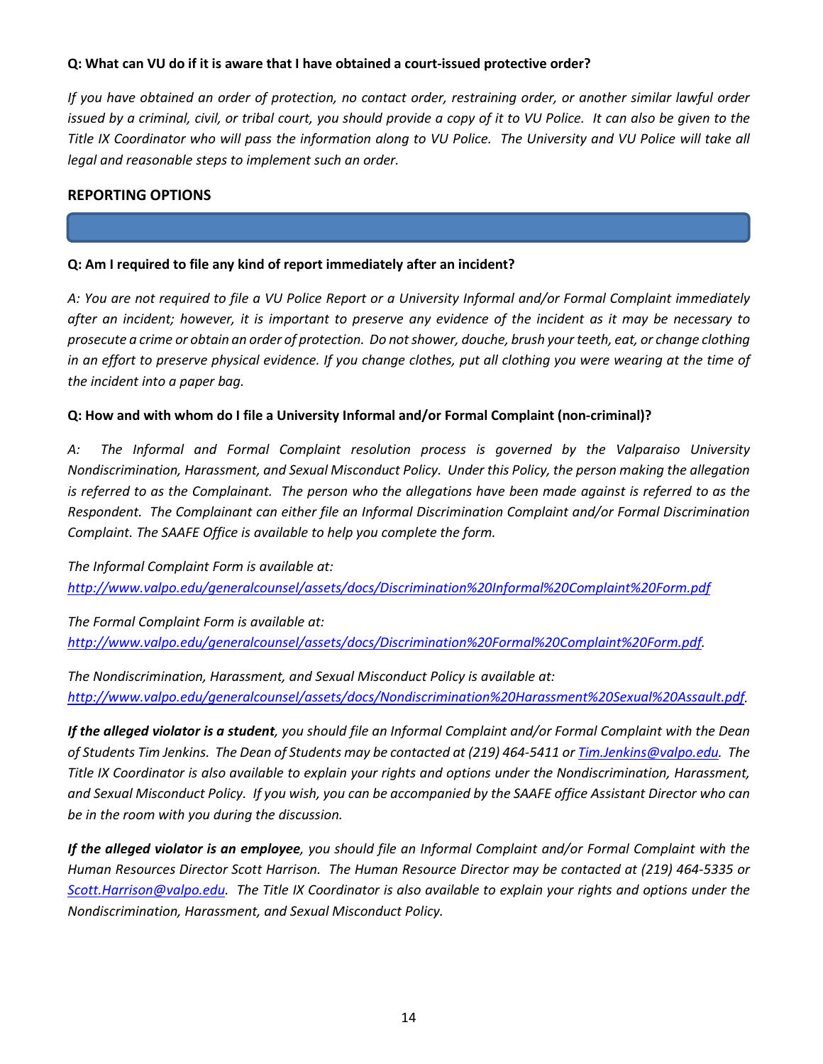**Q: What can VU do if it is aware that I have obtained a court-issued protective order?**

*If you have obtained an order of protection, no contact order, restraining order, or another similar lawful order issued by a criminal, civil, or tribal court, you should provide a copy of it to VU Police. It can also be given to the Title IX Coordinator who will pass the information along to VU Police. The University and VU Police will take all legal and reasonable steps to implement such an order.*

## REPORTING OPTIONS

**Q: Am I required to file any kind of report immediately after an incident?**

*A: You are not required to file a VU Police Report or a University Informal and/or Formal Complaint immediately after an incident; however, it is important to preserve any evidence of the incident as it may be necessary to prosecute a crime or obtain an order of protection. Do not shower, douche, brush your teeth, eat, or change clothing in an effort to preserve physical evidence. If you change clothes, put all clothing you were wearing at the time of the incident into a paper bag.*

**Q: How and with whom do I file a University Informal and/or Formal Complaint (non-criminal)?**

*A: The Informal and Formal Complaint resolution process is governed by the Valparaiso University Nondiscrimination, Harassment, and Sexual Misconduct Policy. Under this Policy, the person making the allegation is referred to as the Complainant. The person who the allegations have been made against is referred to as the Respondent. The Complainant can either file an Informal Discrimination Complaint and/or Formal Discrimination Complaint. The SAAFE Office is available to help you complete the form.*

*The Informal Complaint Form is available at:*
*http://www.valpo.edu/generalcounsel/assets/docs/Discrimination%20Informal%20Complaint%20Form.pdf*

*The Formal Complaint Form is available at:*
*http://www.valpo.edu/generalcounsel/assets/docs/Discrimination%20Formal%20Complaint%20Form.pdf.*

*The Nondiscrimination, Harassment, and Sexual Misconduct Policy is available at:*
*http://www.valpo.edu/generalcounsel/assets/docs/Nondiscrimination%20Harassment%20Sexual%20Assault.pdf.*

***If the alleged violator is a student****, you should file an Informal Complaint and/or Formal Complaint with the Dean of Students Tim Jenkins. The Dean of Students may be contacted at (219) 464-5411 or Tim.Jenkins@valpo.edu. The Title IX Coordinator is also available to explain your rights and options under the Nondiscrimination, Harassment, and Sexual Misconduct Policy. If you wish, you can be accompanied by the SAAFE office Assistant Director who can be in the room with you during the discussion.*

***If the alleged violator is an employee****, you should file an Informal Complaint and/or Formal Complaint with the Human Resources Director Scott Harrison. The Human Resource Director may be contacted at (219) 464-5335 or Scott.Harrison@valpo.edu. The Title IX Coordinator is also available to explain your rights and options under the Nondiscrimination, Harassment, and Sexual Misconduct Policy.*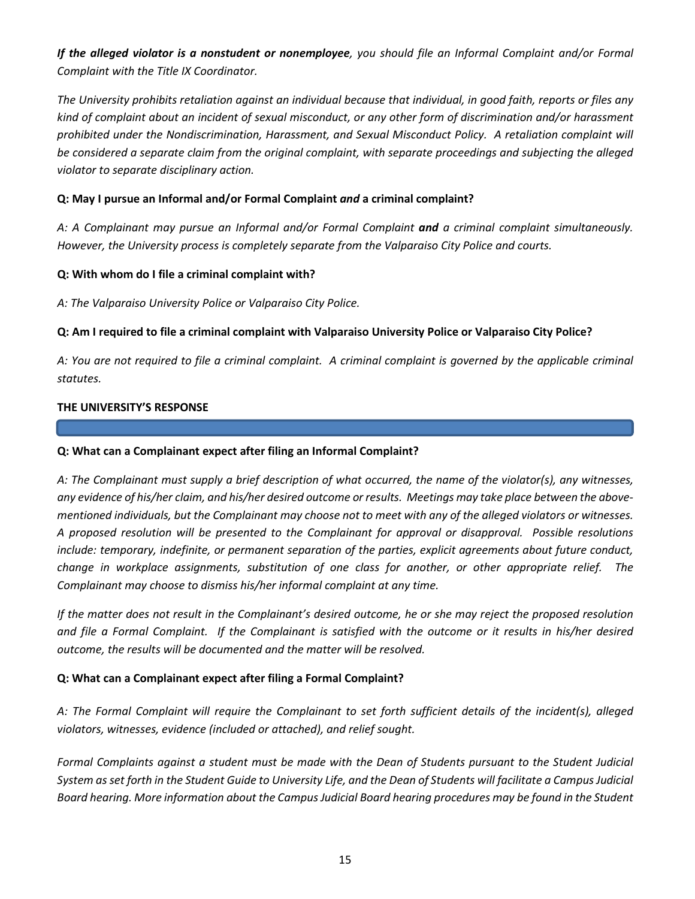*If the alleged violator is a nonstudent or nonemployee, you should file an Informal Complaint and/or Formal Complaint with the Title IX Coordinator.*

*The University prohibits retaliation against an individual because that individual, in good faith, reports or files any kind of complaint about an incident of sexual misconduct, or any other form of discrimination and/or harassment prohibited under the Nondiscrimination, Harassment, and Sexual Misconduct Policy. A retaliation complaint will be considered a separate claim from the original complaint, with separate proceedings and subjecting the alleged violator to separate disciplinary action.*

**Q: May I pursue an Informal and/or Formal Complaint *and* a criminal complaint?**

*A: A Complainant may pursue an Informal and/or Formal Complaint* ***and*** *a criminal complaint simultaneously. However, the University process is completely separate from the Valparaiso City Police and courts.*

**Q: With whom do I file a criminal complaint with?**

*A: The Valparaiso University Police or Valparaiso City Police.*

**Q: Am I required to file a criminal complaint with Valparaiso University Police or Valparaiso City Police?**

*A: You are not required to file a criminal complaint. A criminal complaint is governed by the applicable criminal statutes.*

## THE UNIVERSITY'S RESPONSE

**Q: What can a Complainant expect after filing an Informal Complaint?**

*A: The Complainant must supply a brief description of what occurred, the name of the violator(s), any witnesses, any evidence of his/her claim, and his/her desired outcome or results. Meetings may take place between the above-mentioned individuals, but the Complainant may choose not to meet with any of the alleged violators or witnesses. A proposed resolution will be presented to the Complainant for approval or disapproval. Possible resolutions include: temporary, indefinite, or permanent separation of the parties, explicit agreements about future conduct, change in workplace assignments, substitution of one class for another, or other appropriate relief. The Complainant may choose to dismiss his/her informal complaint at any time.*

*If the matter does not result in the Complainant's desired outcome, he or she may reject the proposed resolution and file a Formal Complaint. If the Complainant is satisfied with the outcome or it results in his/her desired outcome, the results will be documented and the matter will be resolved.*

**Q: What can a Complainant expect after filing a Formal Complaint?**

*A: The Formal Complaint will require the Complainant to set forth sufficient details of the incident(s), alleged violators, witnesses, evidence (included or attached), and relief sought.*

*Formal Complaints against a student must be made with the Dean of Students pursuant to the Student Judicial System as set forth in the Student Guide to University Life, and the Dean of Students will facilitate a Campus Judicial Board hearing. More information about the Campus Judicial Board hearing procedures may be found in the Student*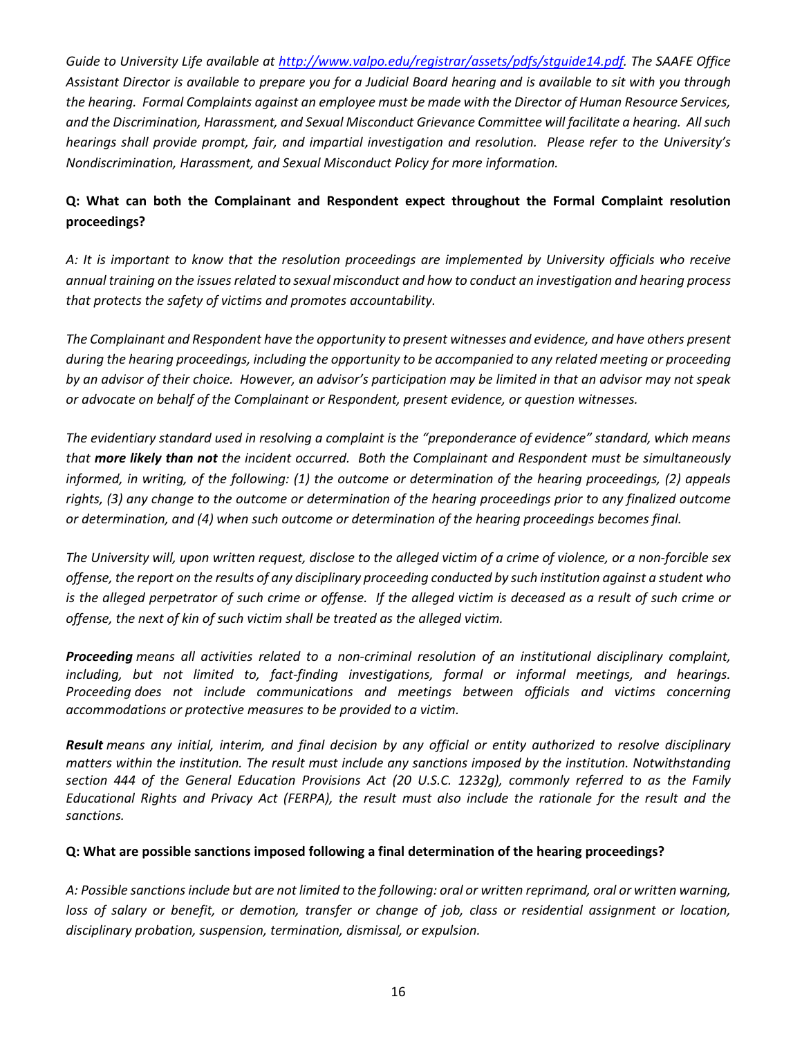*Guide to University Life available at [http://www.valpo.edu/registrar/assets/pdfs/stguide14.pdf](http://www.valpo.edu/registrar/assets/pdfs/stguide14.pdf). The SAAFE Office Assistant Director is available to prepare you for a Judicial Board hearing and is available to sit with you through the hearing. Formal Complaints against an employee must be made with the Director of Human Resource Services, and the Discrimination, Harassment, and Sexual Misconduct Grievance Committee will facilitate a hearing. All such hearings shall provide prompt, fair, and impartial investigation and resolution. Please refer to the University's Nondiscrimination, Harassment, and Sexual Misconduct Policy for more information.*

**Q: What can both the Complainant and Respondent expect throughout the Formal Complaint resolution proceedings?**

*A: It is important to know that the resolution proceedings are implemented by University officials who receive annual training on the issues related to sexual misconduct and how to conduct an investigation and hearing process that protects the safety of victims and promotes accountability.*

*The Complainant and Respondent have the opportunity to present witnesses and evidence, and have others present during the hearing proceedings, including the opportunity to be accompanied to any related meeting or proceeding by an advisor of their choice. However, an advisor's participation may be limited in that an advisor may not speak or advocate on behalf of the Complainant or Respondent, present evidence, or question witnesses.*

*The evidentiary standard used in resolving a complaint is the "preponderance of evidence" standard, which means that **more likely than not** the incident occurred. Both the Complainant and Respondent must be simultaneously informed, in writing, of the following: (1) the outcome or determination of the hearing proceedings, (2) appeals rights, (3) any change to the outcome or determination of the hearing proceedings prior to any finalized outcome or determination, and (4) when such outcome or determination of the hearing proceedings becomes final.*

*The University will, upon written request, disclose to the alleged victim of a crime of violence, or a non-forcible sex offense, the report on the results of any disciplinary proceeding conducted by such institution against a student who is the alleged perpetrator of such crime or offense. If the alleged victim is deceased as a result of such crime or offense, the next of kin of such victim shall be treated as the alleged victim.*

***Proceeding** means all activities related to a non-criminal resolution of an institutional disciplinary complaint, including, but not limited to, fact-finding investigations, formal or informal meetings, and hearings. Proceeding does not include communications and meetings between officials and victims concerning accommodations or protective measures to be provided to a victim.*

***Result** means any initial, interim, and final decision by any official or entity authorized to resolve disciplinary matters within the institution. The result must include any sanctions imposed by the institution. Notwithstanding section 444 of the General Education Provisions Act (20 U.S.C. 1232g), commonly referred to as the Family Educational Rights and Privacy Act (FERPA), the result must also include the rationale for the result and the sanctions.*

**Q: What are possible sanctions imposed following a final determination of the hearing proceedings?**

*A: Possible sanctions include but are not limited to the following: oral or written reprimand, oral or written warning, loss of salary or benefit, or demotion, transfer or change of job, class or residential assignment or location, disciplinary probation, suspension, termination, dismissal, or expulsion.*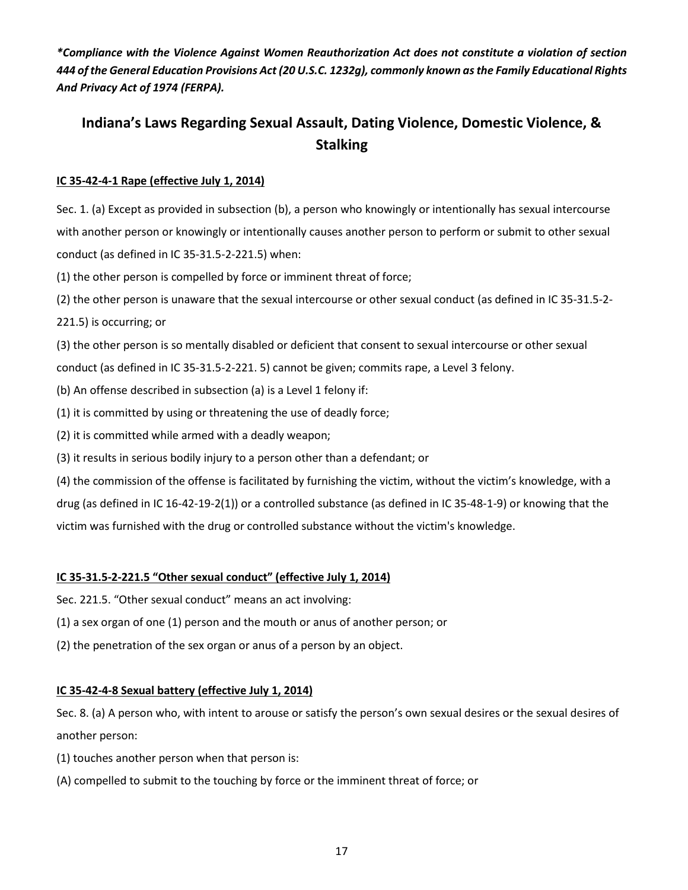***Compliance with the Violence Against Women Reauthorization Act does not constitute a violation of section 444 of the General Education Provisions Act (20 U.S.C. 1232g), commonly known as the Family Educational Rights And Privacy Act of 1974 (FERPA).***

## Indiana's Laws Regarding Sexual Assault, Dating Violence, Domestic Violence, & Stalking

**IC 35-42-4-1 Rape (effective July 1, 2014)**

Sec. 1. (a) Except as provided in subsection (b), a person who knowingly or intentionally has sexual intercourse with another person or knowingly or intentionally causes another person to perform or submit to other sexual conduct (as defined in IC 35-31.5-2-221.5) when:

(1) the other person is compelled by force or imminent threat of force;

(2) the other person is unaware that the sexual intercourse or other sexual conduct (as defined in IC 35-31.5-2-221.5) is occurring; or

(3) the other person is so mentally disabled or deficient that consent to sexual intercourse or other sexual conduct (as defined in IC 35-31.5-2-221. 5) cannot be given; commits rape, a Level 3 felony.

(b) An offense described in subsection (a) is a Level 1 felony if:

(1) it is committed by using or threatening the use of deadly force;

(2) it is committed while armed with a deadly weapon;

(3) it results in serious bodily injury to a person other than a defendant; or

(4) the commission of the offense is facilitated by furnishing the victim, without the victim's knowledge, with a drug (as defined in IC 16-42-19-2(1)) or a controlled substance (as defined in IC 35-48-1-9) or knowing that the victim was furnished with the drug or controlled substance without the victim's knowledge.

**IC 35-31.5-2-221.5 "Other sexual conduct" (effective July 1, 2014)**

Sec. 221.5. "Other sexual conduct" means an act involving:

(1) a sex organ of one (1) person and the mouth or anus of another person; or

(2) the penetration of the sex organ or anus of a person by an object.

**IC 35-42-4-8 Sexual battery (effective July 1, 2014)**

Sec. 8. (a) A person who, with intent to arouse or satisfy the person's own sexual desires or the sexual desires of another person:

(1) touches another person when that person is:

(A) compelled to submit to the touching by force or the imminent threat of force; or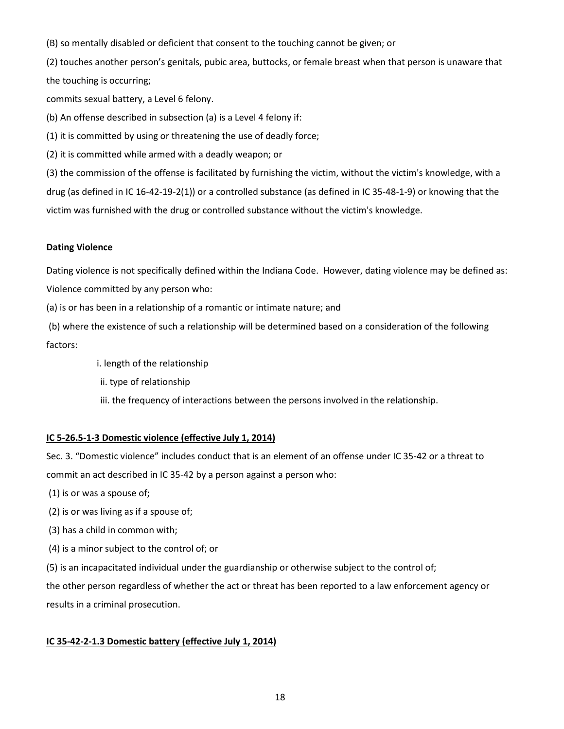(B) so mentally disabled or deficient that consent to the touching cannot be given; or

(2) touches another person's genitals, pubic area, buttocks, or female breast when that person is unaware that the touching is occurring;

commits sexual battery, a Level 6 felony.

(b) An offense described in subsection (a) is a Level 4 felony if:

(1) it is committed by using or threatening the use of deadly force;

(2) it is committed while armed with a deadly weapon; or

(3) the commission of the offense is facilitated by furnishing the victim, without the victim's knowledge, with a drug (as defined in IC 16-42-19-2(1)) or a controlled substance (as defined in IC 35-48-1-9) or knowing that the victim was furnished with the drug or controlled substance without the victim's knowledge.

**Dating Violence**

Dating violence is not specifically defined within the Indiana Code. However, dating violence may be defined as: Violence committed by any person who:

(a) is or has been in a relationship of a romantic or intimate nature; and

(b) where the existence of such a relationship will be determined based on a consideration of the following factors:

i. length of the relationship

ii. type of relationship

iii. the frequency of interactions between the persons involved in the relationship.

**IC 5-26.5-1-3 Domestic violence (effective July 1, 2014)**

Sec. 3. "Domestic violence" includes conduct that is an element of an offense under IC 35-42 or a threat to commit an act described in IC 35-42 by a person against a person who:

(1) is or was a spouse of;

(2) is or was living as if a spouse of;

(3) has a child in common with;

(4) is a minor subject to the control of; or

(5) is an incapacitated individual under the guardianship or otherwise subject to the control of;

the other person regardless of whether the act or threat has been reported to a law enforcement agency or results in a criminal prosecution.

**IC 35-42-2-1.3 Domestic battery (effective July 1, 2014)**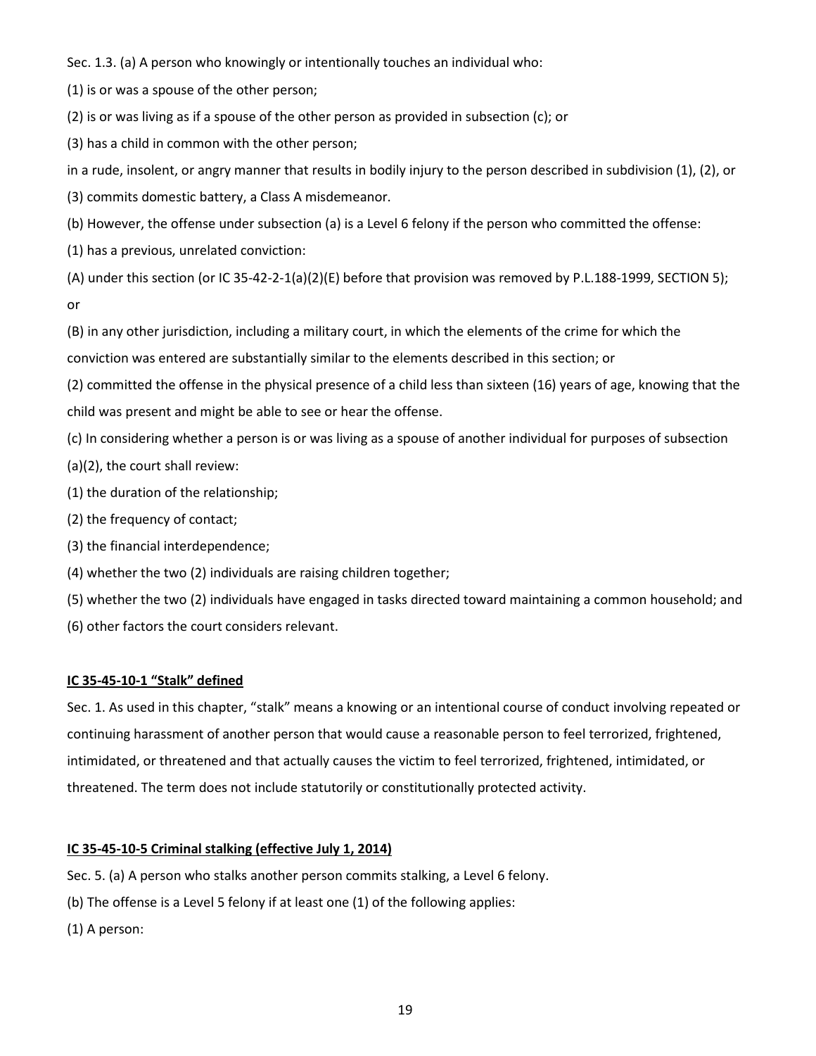Sec. 1.3. (a) A person who knowingly or intentionally touches an individual who:

(1) is or was a spouse of the other person;

(2) is or was living as if a spouse of the other person as provided in subsection (c); or

(3) has a child in common with the other person;

in a rude, insolent, or angry manner that results in bodily injury to the person described in subdivision (1), (2), or (3) commits domestic battery, a Class A misdemeanor.

(b) However, the offense under subsection (a) is a Level 6 felony if the person who committed the offense:

(1) has a previous, unrelated conviction:

(A) under this section (or IC 35-42-2-1(a)(2)(E) before that provision was removed by P.L.188-1999, SECTION 5); or

(B) in any other jurisdiction, including a military court, in which the elements of the crime for which the conviction was entered are substantially similar to the elements described in this section; or

(2) committed the offense in the physical presence of a child less than sixteen (16) years of age, knowing that the child was present and might be able to see or hear the offense.

(c) In considering whether a person is or was living as a spouse of another individual for purposes of subsection (a)(2), the court shall review:

(1) the duration of the relationship;

(2) the frequency of contact;

(3) the financial interdependence;

(4) whether the two (2) individuals are raising children together;

(5) whether the two (2) individuals have engaged in tasks directed toward maintaining a common household; and

(6) other factors the court considers relevant.

**IC 35-45-10-1 "Stalk" defined**

Sec. 1. As used in this chapter, "stalk" means a knowing or an intentional course of conduct involving repeated or continuing harassment of another person that would cause a reasonable person to feel terrorized, frightened, intimidated, or threatened and that actually causes the victim to feel terrorized, frightened, intimidated, or threatened. The term does not include statutorily or constitutionally protected activity.

**IC 35-45-10-5 Criminal stalking (effective July 1, 2014)**

Sec. 5. (a) A person who stalks another person commits stalking, a Level 6 felony.

(b) The offense is a Level 5 felony if at least one (1) of the following applies:

(1) A person: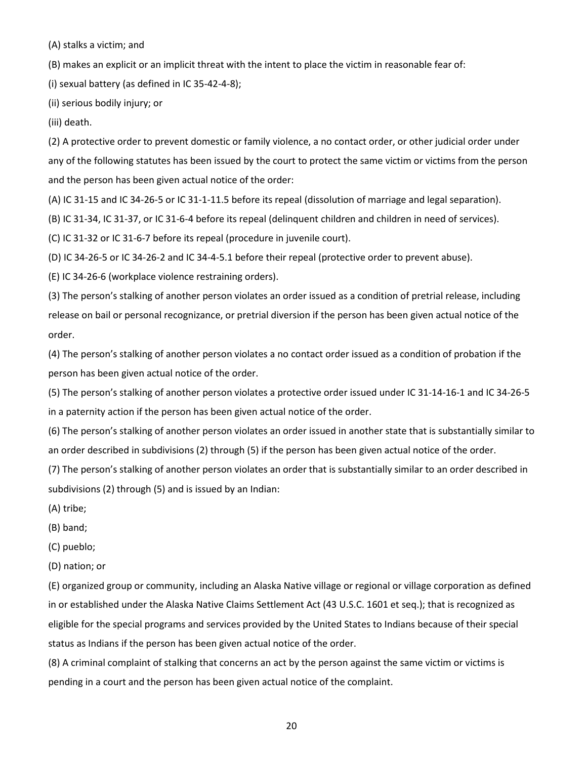(A) stalks a victim; and

(B) makes an explicit or an implicit threat with the intent to place the victim in reasonable fear of:

(i) sexual battery (as defined in IC 35-42-4-8);

(ii) serious bodily injury; or

(iii) death.

(2) A protective order to prevent domestic or family violence, a no contact order, or other judicial order under any of the following statutes has been issued by the court to protect the same victim or victims from the person and the person has been given actual notice of the order:

(A) IC 31-15 and IC 34-26-5 or IC 31-1-11.5 before its repeal (dissolution of marriage and legal separation).

(B) IC 31-34, IC 31-37, or IC 31-6-4 before its repeal (delinquent children and children in need of services).

(C) IC 31-32 or IC 31-6-7 before its repeal (procedure in juvenile court).

(D) IC 34-26-5 or IC 34-26-2 and IC 34-4-5.1 before their repeal (protective order to prevent abuse).

(E) IC 34-26-6 (workplace violence restraining orders).

(3) The person's stalking of another person violates an order issued as a condition of pretrial release, including release on bail or personal recognizance, or pretrial diversion if the person has been given actual notice of the order.

(4) The person's stalking of another person violates a no contact order issued as a condition of probation if the person has been given actual notice of the order.

(5) The person's stalking of another person violates a protective order issued under IC 31-14-16-1 and IC 34-26-5 in a paternity action if the person has been given actual notice of the order.

(6) The person's stalking of another person violates an order issued in another state that is substantially similar to an order described in subdivisions (2) through (5) if the person has been given actual notice of the order.

(7) The person's stalking of another person violates an order that is substantially similar to an order described in subdivisions (2) through (5) and is issued by an Indian:

(A) tribe;

(B) band;

(C) pueblo;

(D) nation; or

(E) organized group or community, including an Alaska Native village or regional or village corporation as defined in or established under the Alaska Native Claims Settlement Act (43 U.S.C. 1601 et seq.); that is recognized as eligible for the special programs and services provided by the United States to Indians because of their special status as Indians if the person has been given actual notice of the order.

(8) A criminal complaint of stalking that concerns an act by the person against the same victim or victims is pending in a court and the person has been given actual notice of the complaint.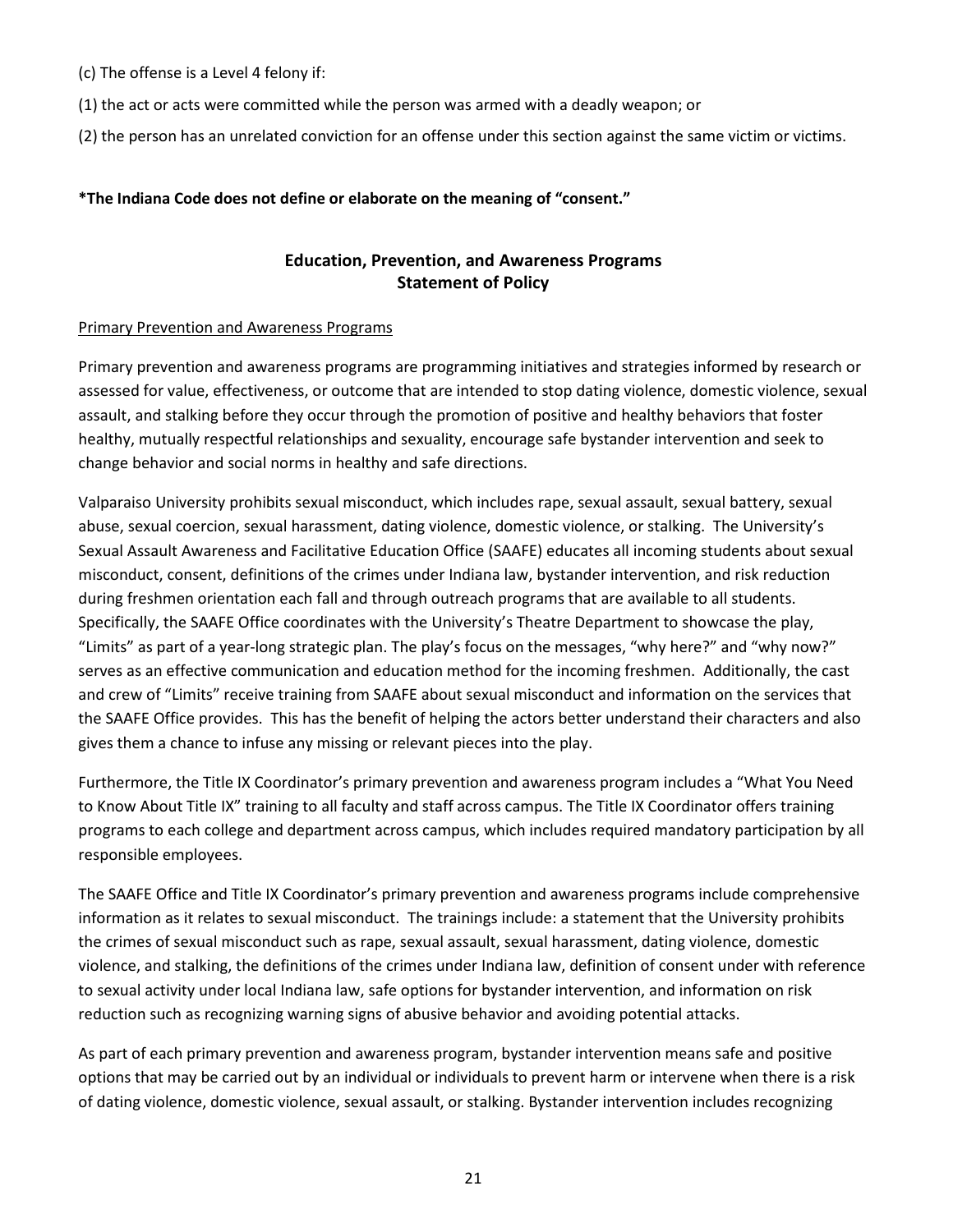(c) The offense is a Level 4 felony if:

(1) the act or acts were committed while the person was armed with a deadly weapon; or

(2) the person has an unrelated conviction for an offense under this section against the same victim or victims.

**\*The Indiana Code does not define or elaborate on the meaning of "consent."**

## Education, Prevention, and Awareness Programs Statement of Policy

Primary Prevention and Awareness Programs

Primary prevention and awareness programs are programming initiatives and strategies informed by research or assessed for value, effectiveness, or outcome that are intended to stop dating violence, domestic violence, sexual assault, and stalking before they occur through the promotion of positive and healthy behaviors that foster healthy, mutually respectful relationships and sexuality, encourage safe bystander intervention and seek to change behavior and social norms in healthy and safe directions.

Valparaiso University prohibits sexual misconduct, which includes rape, sexual assault, sexual battery, sexual abuse, sexual coercion, sexual harassment, dating violence, domestic violence, or stalking. The University's Sexual Assault Awareness and Facilitative Education Office (SAAFE) educates all incoming students about sexual misconduct, consent, definitions of the crimes under Indiana law, bystander intervention, and risk reduction during freshmen orientation each fall and through outreach programs that are available to all students. Specifically, the SAAFE Office coordinates with the University's Theatre Department to showcase the play, "Limits" as part of a year-long strategic plan. The play's focus on the messages, "why here?" and "why now?" serves as an effective communication and education method for the incoming freshmen. Additionally, the cast and crew of "Limits" receive training from SAAFE about sexual misconduct and information on the services that the SAAFE Office provides. This has the benefit of helping the actors better understand their characters and also gives them a chance to infuse any missing or relevant pieces into the play.

Furthermore, the Title IX Coordinator's primary prevention and awareness program includes a "What You Need to Know About Title IX" training to all faculty and staff across campus. The Title IX Coordinator offers training programs to each college and department across campus, which includes required mandatory participation by all responsible employees.

The SAAFE Office and Title IX Coordinator's primary prevention and awareness programs include comprehensive information as it relates to sexual misconduct. The trainings include: a statement that the University prohibits the crimes of sexual misconduct such as rape, sexual assault, sexual harassment, dating violence, domestic violence, and stalking, the definitions of the crimes under Indiana law, definition of consent under with reference to sexual activity under local Indiana law, safe options for bystander intervention, and information on risk reduction such as recognizing warning signs of abusive behavior and avoiding potential attacks.

As part of each primary prevention and awareness program, bystander intervention means safe and positive options that may be carried out by an individual or individuals to prevent harm or intervene when there is a risk of dating violence, domestic violence, sexual assault, or stalking. Bystander intervention includes recognizing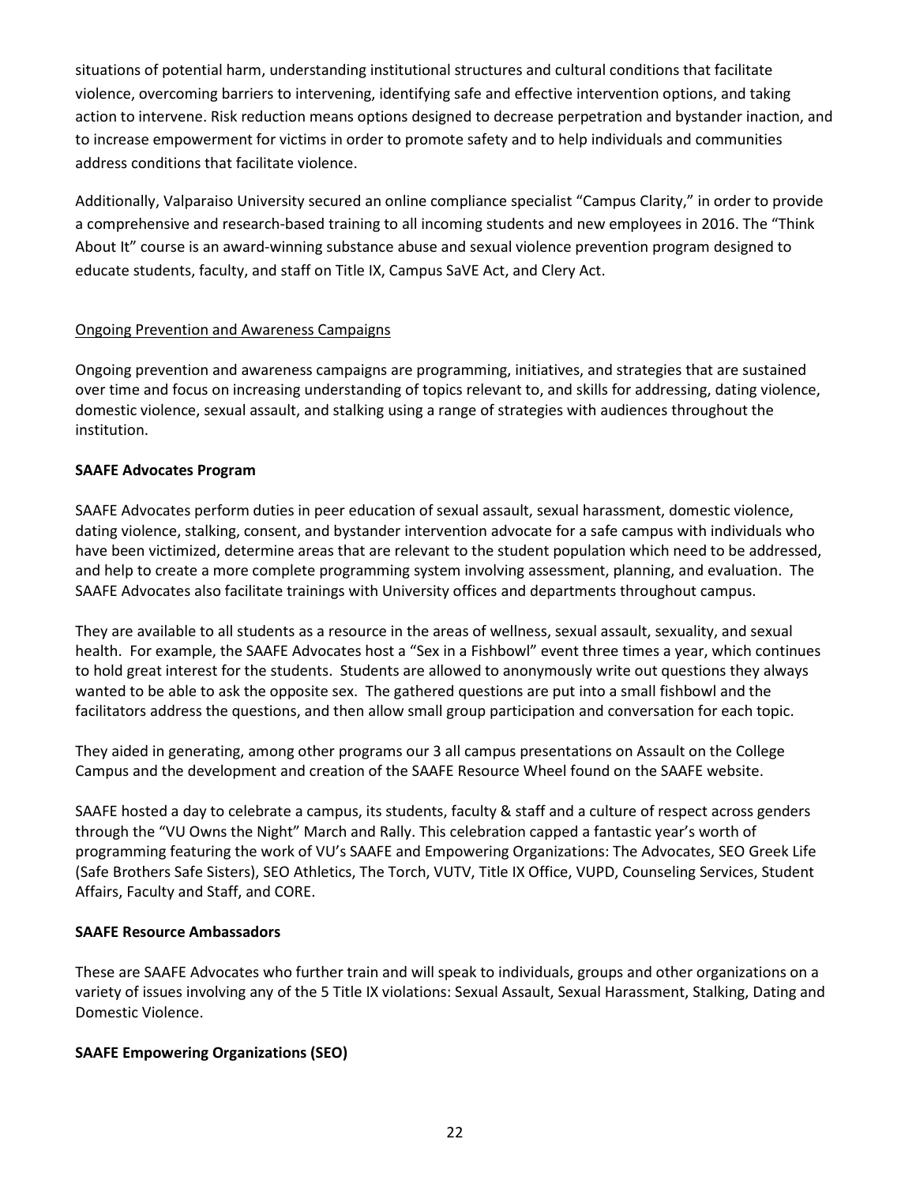situations of potential harm, understanding institutional structures and cultural conditions that facilitate violence, overcoming barriers to intervening, identifying safe and effective intervention options, and taking action to intervene. Risk reduction means options designed to decrease perpetration and bystander inaction, and to increase empowerment for victims in order to promote safety and to help individuals and communities address conditions that facilitate violence.

Additionally, Valparaiso University secured an online compliance specialist "Campus Clarity," in order to provide a comprehensive and research-based training to all incoming students and new employees in 2016. The "Think About It" course is an award-winning substance abuse and sexual violence prevention program designed to educate students, faculty, and staff on Title IX, Campus SaVE Act, and Clery Act.

Ongoing Prevention and Awareness Campaigns

Ongoing prevention and awareness campaigns are programming, initiatives, and strategies that are sustained over time and focus on increasing understanding of topics relevant to, and skills for addressing, dating violence, domestic violence, sexual assault, and stalking using a range of strategies with audiences throughout the institution.

**SAAFE Advocates Program**

SAAFE Advocates perform duties in peer education of sexual assault, sexual harassment, domestic violence, dating violence, stalking, consent, and bystander intervention advocate for a safe campus with individuals who have been victimized, determine areas that are relevant to the student population which need to be addressed, and help to create a more complete programming system involving assessment, planning, and evaluation. The SAAFE Advocates also facilitate trainings with University offices and departments throughout campus.

They are available to all students as a resource in the areas of wellness, sexual assault, sexuality, and sexual health. For example, the SAAFE Advocates host a "Sex in a Fishbowl" event three times a year, which continues to hold great interest for the students. Students are allowed to anonymously write out questions they always wanted to be able to ask the opposite sex. The gathered questions are put into a small fishbowl and the facilitators address the questions, and then allow small group participation and conversation for each topic.

They aided in generating, among other programs our 3 all campus presentations on Assault on the College Campus and the development and creation of the SAAFE Resource Wheel found on the SAAFE website.

SAAFE hosted a day to celebrate a campus, its students, faculty & staff and a culture of respect across genders through the "VU Owns the Night" March and Rally. This celebration capped a fantastic year's worth of programming featuring the work of VU's SAAFE and Empowering Organizations: The Advocates, SEO Greek Life (Safe Brothers Safe Sisters), SEO Athletics, The Torch, VUTV, Title IX Office, VUPD, Counseling Services, Student Affairs, Faculty and Staff, and CORE.

**SAAFE Resource Ambassadors**

These are SAAFE Advocates who further train and will speak to individuals, groups and other organizations on a variety of issues involving any of the 5 Title IX violations: Sexual Assault, Sexual Harassment, Stalking, Dating and Domestic Violence.

**SAAFE Empowering Organizations (SEO)**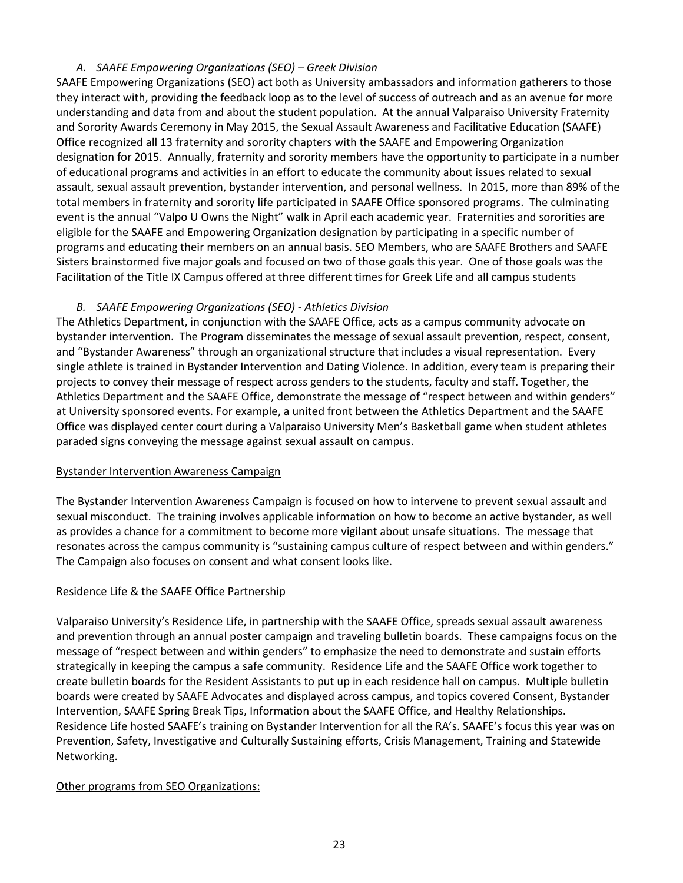*A. SAAFE Empowering Organizations (SEO) – Greek Division*

SAAFE Empowering Organizations (SEO) act both as University ambassadors and information gatherers to those they interact with, providing the feedback loop as to the level of success of outreach and as an avenue for more understanding and data from and about the student population. At the annual Valparaiso University Fraternity and Sorority Awards Ceremony in May 2015, the Sexual Assault Awareness and Facilitative Education (SAAFE) Office recognized all 13 fraternity and sorority chapters with the SAAFE and Empowering Organization designation for 2015. Annually, fraternity and sorority members have the opportunity to participate in a number of educational programs and activities in an effort to educate the community about issues related to sexual assault, sexual assault prevention, bystander intervention, and personal wellness. In 2015, more than 89% of the total members in fraternity and sorority life participated in SAAFE Office sponsored programs. The culminating event is the annual "Valpo U Owns the Night" walk in April each academic year. Fraternities and sororities are eligible for the SAAFE and Empowering Organization designation by participating in a specific number of programs and educating their members on an annual basis. SEO Members, who are SAAFE Brothers and SAAFE Sisters brainstormed five major goals and focused on two of those goals this year. One of those goals was the Facilitation of the Title IX Campus offered at three different times for Greek Life and all campus students

*B. SAAFE Empowering Organizations (SEO) - Athletics Division*

The Athletics Department, in conjunction with the SAAFE Office, acts as a campus community advocate on bystander intervention. The Program disseminates the message of sexual assault prevention, respect, consent, and "Bystander Awareness" through an organizational structure that includes a visual representation. Every single athlete is trained in Bystander Intervention and Dating Violence. In addition, every team is preparing their projects to convey their message of respect across genders to the students, faculty and staff. Together, the Athletics Department and the SAAFE Office, demonstrate the message of "respect between and within genders" at University sponsored events. For example, a united front between the Athletics Department and the SAAFE Office was displayed center court during a Valparaiso University Men's Basketball game when student athletes paraded signs conveying the message against sexual assault on campus.

<u>Bystander Intervention Awareness Campaign</u>

The Bystander Intervention Awareness Campaign is focused on how to intervene to prevent sexual assault and sexual misconduct. The training involves applicable information on how to become an active bystander, as well as provides a chance for a commitment to become more vigilant about unsafe situations. The message that resonates across the campus community is "sustaining campus culture of respect between and within genders." The Campaign also focuses on consent and what consent looks like.

<u>Residence Life & the SAAFE Office Partnership</u>

Valparaiso University's Residence Life, in partnership with the SAAFE Office, spreads sexual assault awareness and prevention through an annual poster campaign and traveling bulletin boards. These campaigns focus on the message of "respect between and within genders" to emphasize the need to demonstrate and sustain efforts strategically in keeping the campus a safe community. Residence Life and the SAAFE Office work together to create bulletin boards for the Resident Assistants to put up in each residence hall on campus. Multiple bulletin boards were created by SAAFE Advocates and displayed across campus, and topics covered Consent, Bystander Intervention, SAAFE Spring Break Tips, Information about the SAAFE Office, and Healthy Relationships. Residence Life hosted SAAFE's training on Bystander Intervention for all the RA's. SAAFE's focus this year was on Prevention, Safety, Investigative and Culturally Sustaining efforts, Crisis Management, Training and Statewide Networking.

<u>Other programs from SEO Organizations:</u>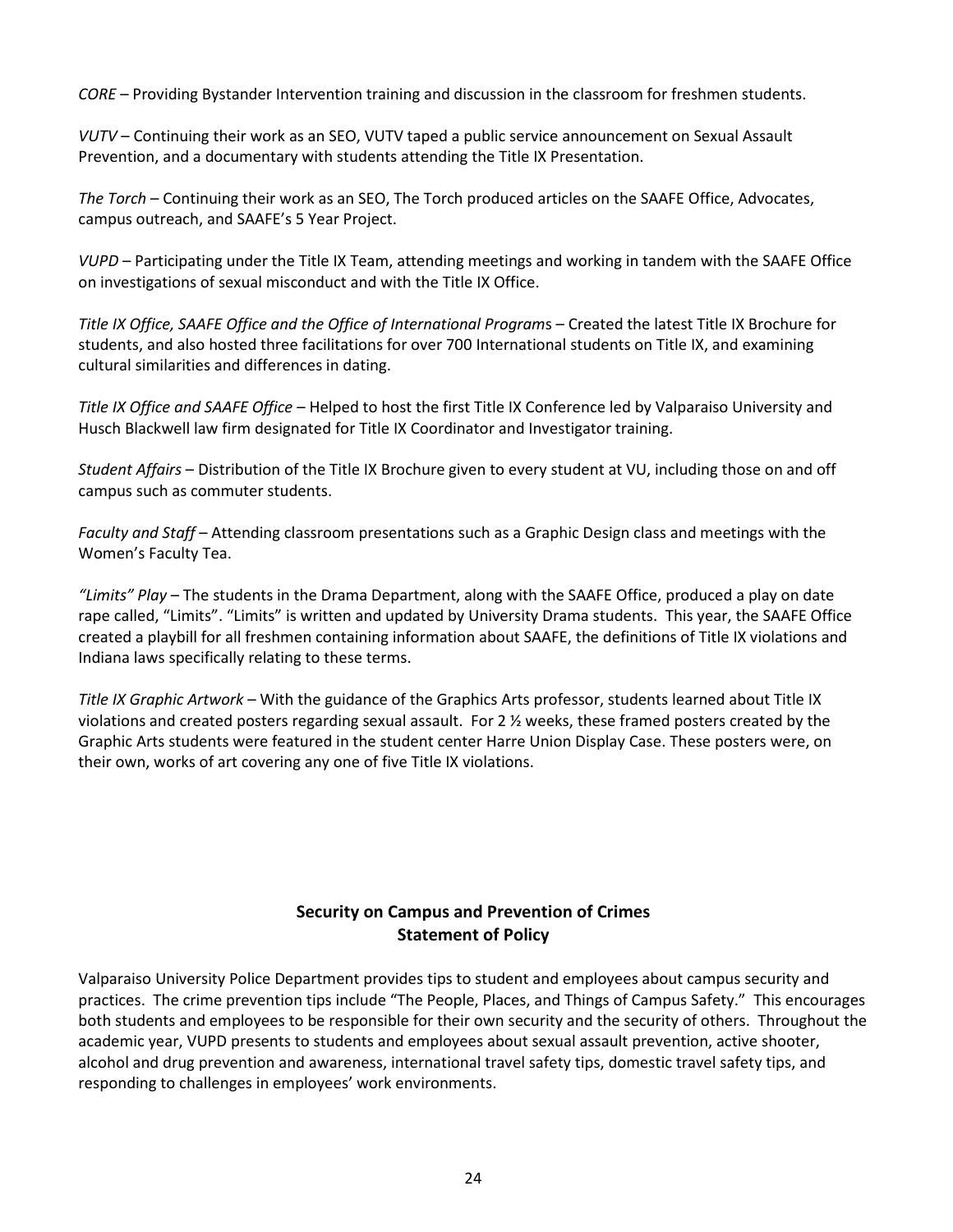*CORE* – Providing Bystander Intervention training and discussion in the classroom for freshmen students.

*VUTV* – Continuing their work as an SEO, VUTV taped a public service announcement on Sexual Assault Prevention, and a documentary with students attending the Title IX Presentation.

*The Torch* – Continuing their work as an SEO, The Torch produced articles on the SAAFE Office, Advocates, campus outreach, and SAAFE's 5 Year Project.

*VUPD* – Participating under the Title IX Team, attending meetings and working in tandem with the SAAFE Office on investigations of sexual misconduct and with the Title IX Office.

*Title IX Office, SAAFE Office and the Office of International Program*s – Created the latest Title IX Brochure for students, and also hosted three facilitations for over 700 International students on Title IX, and examining cultural similarities and differences in dating.

*Title IX Office and SAAFE Office* – Helped to host the first Title IX Conference led by Valparaiso University and Husch Blackwell law firm designated for Title IX Coordinator and Investigator training.

*Student Affairs* – Distribution of the Title IX Brochure given to every student at VU, including those on and off campus such as commuter students.

*Faculty and Staff* – Attending classroom presentations such as a Graphic Design class and meetings with the Women's Faculty Tea.

*"Limits" Play* – The students in the Drama Department, along with the SAAFE Office, produced a play on date rape called, "Limits". "Limits" is written and updated by University Drama students. This year, the SAAFE Office created a playbill for all freshmen containing information about SAAFE, the definitions of Title IX violations and Indiana laws specifically relating to these terms.

*Title IX Graphic Artwork* – With the guidance of the Graphics Arts professor, students learned about Title IX violations and created posters regarding sexual assault. For 2 ½ weeks, these framed posters created by the Graphic Arts students were featured in the student center Harre Union Display Case. These posters were, on their own, works of art covering any one of five Title IX violations.

## Security on Campus and Prevention of Crimes Statement of Policy

Valparaiso University Police Department provides tips to student and employees about campus security and practices. The crime prevention tips include "The People, Places, and Things of Campus Safety." This encourages both students and employees to be responsible for their own security and the security of others. Throughout the academic year, VUPD presents to students and employees about sexual assault prevention, active shooter, alcohol and drug prevention and awareness, international travel safety tips, domestic travel safety tips, and responding to challenges in employees' work environments.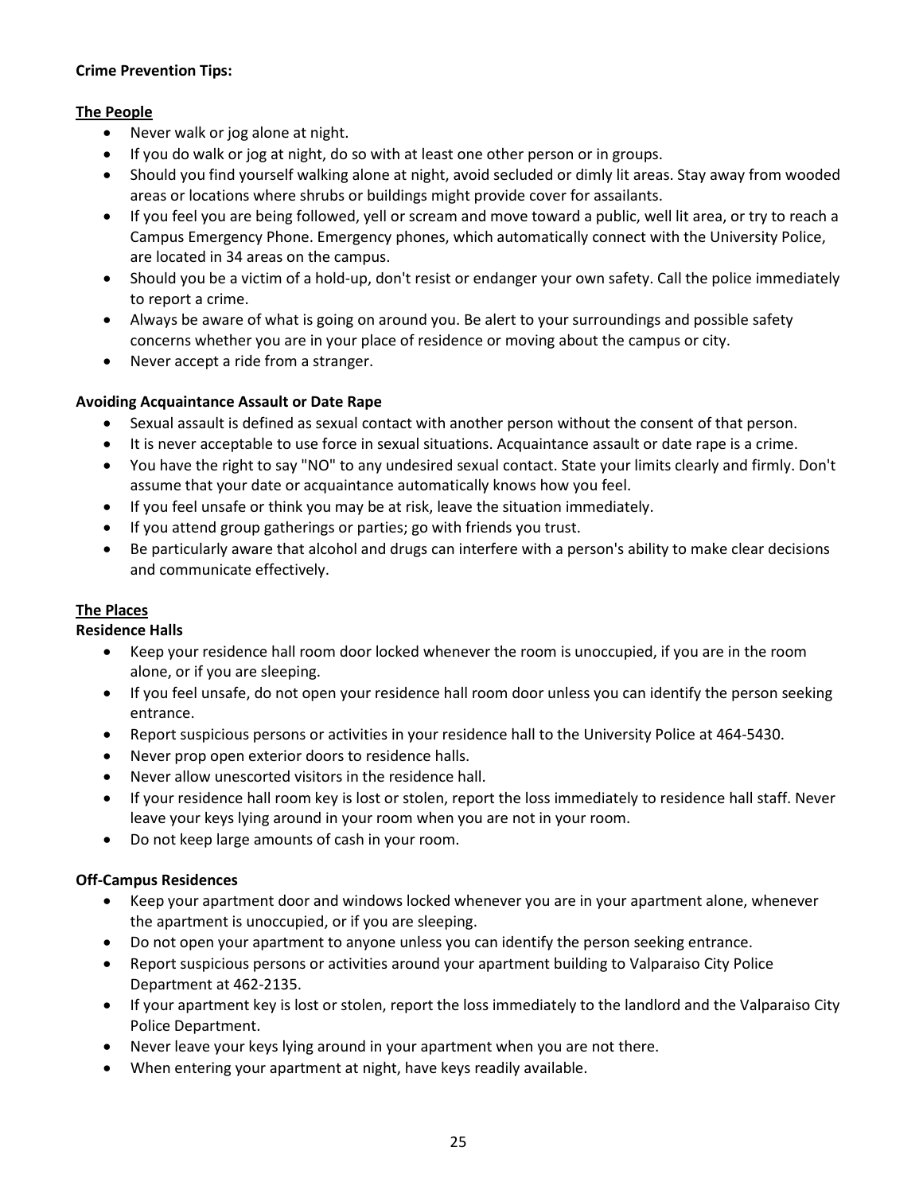**Crime Prevention Tips:**

**The People**

- Never walk or jog alone at night.
- If you do walk or jog at night, do so with at least one other person or in groups.
- Should you find yourself walking alone at night, avoid secluded or dimly lit areas. Stay away from wooded areas or locations where shrubs or buildings might provide cover for assailants.
- If you feel you are being followed, yell or scream and move toward a public, well lit area, or try to reach a Campus Emergency Phone. Emergency phones, which automatically connect with the University Police, are located in 34 areas on the campus.
- Should you be a victim of a hold-up, don't resist or endanger your own safety. Call the police immediately to report a crime.
- Always be aware of what is going on around you. Be alert to your surroundings and possible safety concerns whether you are in your place of residence or moving about the campus or city.
- Never accept a ride from a stranger.

**Avoiding Acquaintance Assault or Date Rape**

- Sexual assault is defined as sexual contact with another person without the consent of that person.
- It is never acceptable to use force in sexual situations. Acquaintance assault or date rape is a crime.
- You have the right to say "NO" to any undesired sexual contact. State your limits clearly and firmly. Don't assume that your date or acquaintance automatically knows how you feel.
- If you feel unsafe or think you may be at risk, leave the situation immediately.
- If you attend group gatherings or parties; go with friends you trust.
- Be particularly aware that alcohol and drugs can interfere with a person's ability to make clear decisions and communicate effectively.

**The Places**

**Residence Halls**

- Keep your residence hall room door locked whenever the room is unoccupied, if you are in the room alone, or if you are sleeping.
- If you feel unsafe, do not open your residence hall room door unless you can identify the person seeking entrance.
- Report suspicious persons or activities in your residence hall to the University Police at 464-5430.
- Never prop open exterior doors to residence halls.
- Never allow unescorted visitors in the residence hall.
- If your residence hall room key is lost or stolen, report the loss immediately to residence hall staff. Never leave your keys lying around in your room when you are not in your room.
- Do not keep large amounts of cash in your room.

**Off-Campus Residences**

- Keep your apartment door and windows locked whenever you are in your apartment alone, whenever the apartment is unoccupied, or if you are sleeping.
- Do not open your apartment to anyone unless you can identify the person seeking entrance.
- Report suspicious persons or activities around your apartment building to Valparaiso City Police Department at 462-2135.
- If your apartment key is lost or stolen, report the loss immediately to the landlord and the Valparaiso City Police Department.
- Never leave your keys lying around in your apartment when you are not there.
- When entering your apartment at night, have keys readily available.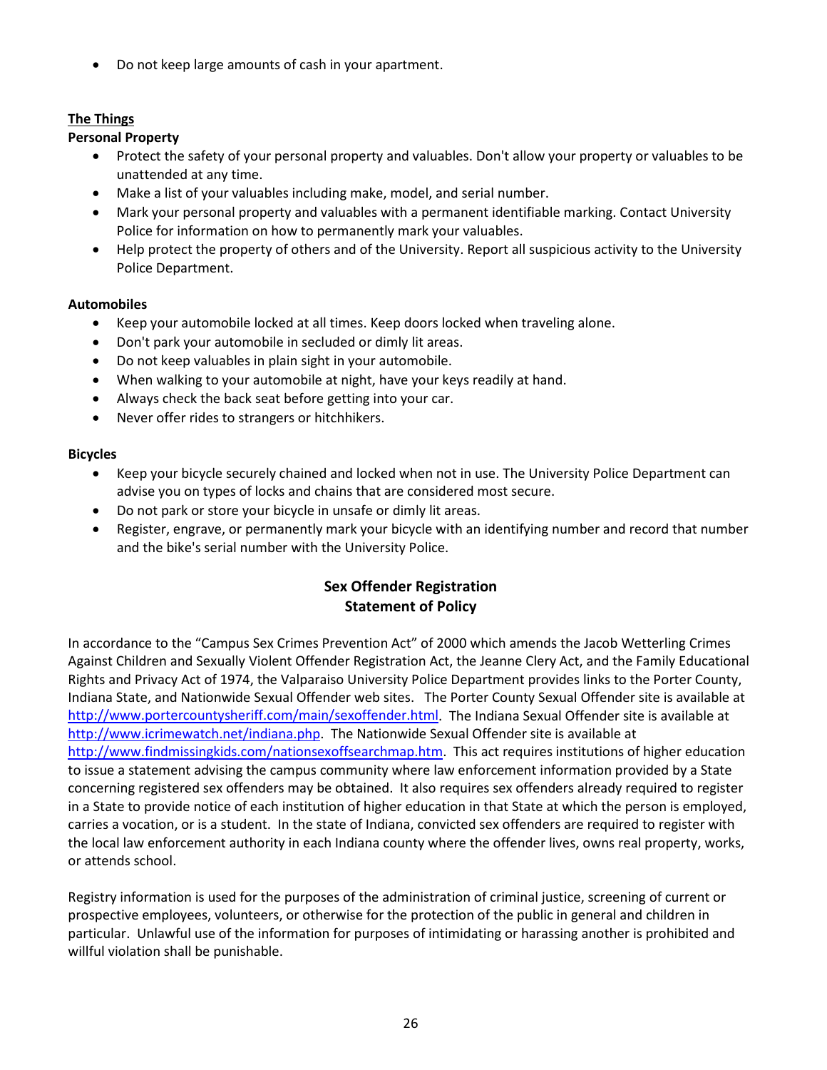- Do not keep large amounts of cash in your apartment.

**The Things**

**Personal Property**

- Protect the safety of your personal property and valuables. Don't allow your property or valuables to be unattended at any time.
- Make a list of your valuables including make, model, and serial number.
- Mark your personal property and valuables with a permanent identifiable marking. Contact University Police for information on how to permanently mark your valuables.
- Help protect the property of others and of the University. Report all suspicious activity to the University Police Department.

**Automobiles**

- Keep your automobile locked at all times. Keep doors locked when traveling alone.
- Don't park your automobile in secluded or dimly lit areas.
- Do not keep valuables in plain sight in your automobile.
- When walking to your automobile at night, have your keys readily at hand.
- Always check the back seat before getting into your car.
- Never offer rides to strangers or hitchhikers.

**Bicycles**

- Keep your bicycle securely chained and locked when not in use. The University Police Department can advise you on types of locks and chains that are considered most secure.
- Do not park or store your bicycle in unsafe or dimly lit areas.
- Register, engrave, or permanently mark your bicycle with an identifying number and record that number and the bike's serial number with the University Police.

## Sex Offender Registration
## Statement of Policy

In accordance to the "Campus Sex Crimes Prevention Act" of 2000 which amends the Jacob Wetterling Crimes Against Children and Sexually Violent Offender Registration Act, the Jeanne Clery Act, and the Family Educational Rights and Privacy Act of 1974, the Valparaiso University Police Department provides links to the Porter County, Indiana State, and Nationwide Sexual Offender web sites. The Porter County Sexual Offender site is available at http://www.portercountysheriff.com/main/sexoffender.html. The Indiana Sexual Offender site is available at http://www.icrimewatch.net/indiana.php. The Nationwide Sexual Offender site is available at http://www.findmissingkids.com/nationsexoffsearchmap.htm. This act requires institutions of higher education to issue a statement advising the campus community where law enforcement information provided by a State concerning registered sex offenders may be obtained. It also requires sex offenders already required to register in a State to provide notice of each institution of higher education in that State at which the person is employed, carries a vocation, or is a student. In the state of Indiana, convicted sex offenders are required to register with the local law enforcement authority in each Indiana county where the offender lives, owns real property, works, or attends school.

Registry information is used for the purposes of the administration of criminal justice, screening of current or prospective employees, volunteers, or otherwise for the protection of the public in general and children in particular. Unlawful use of the information for purposes of intimidating or harassing another is prohibited and willful violation shall be punishable.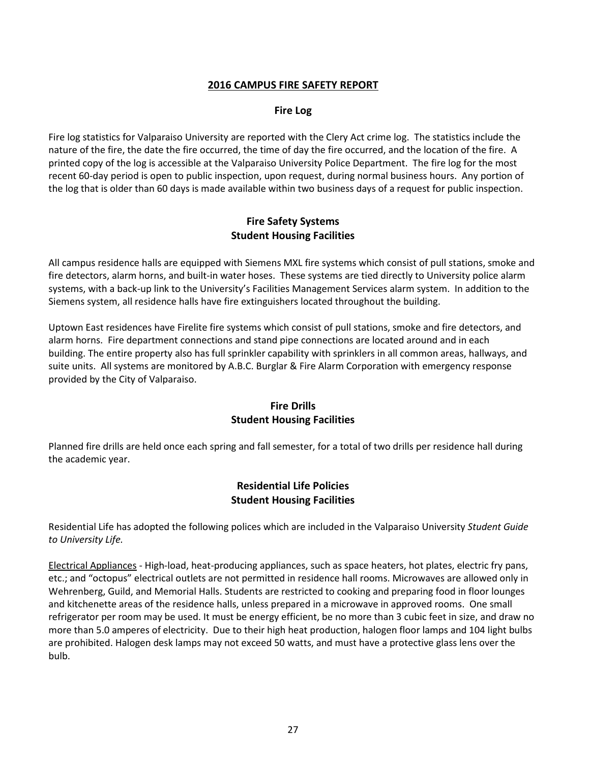## 2016 CAMPUS FIRE SAFETY REPORT

### Fire Log

Fire log statistics for Valparaiso University are reported with the Clery Act crime log. The statistics include the nature of the fire, the date the fire occurred, the time of day the fire occurred, and the location of the fire. A printed copy of the log is accessible at the Valparaiso University Police Department. The fire log for the most recent 60-day period is open to public inspection, upon request, during normal business hours. Any portion of the log that is older than 60 days is made available within two business days of a request for public inspection.

### Fire Safety Systems
### Student Housing Facilities

All campus residence halls are equipped with Siemens MXL fire systems which consist of pull stations, smoke and fire detectors, alarm horns, and built-in water hoses. These systems are tied directly to University police alarm systems, with a back-up link to the University's Facilities Management Services alarm system. In addition to the Siemens system, all residence halls have fire extinguishers located throughout the building.

Uptown East residences have Firelite fire systems which consist of pull stations, smoke and fire detectors, and alarm horns. Fire department connections and stand pipe connections are located around and in each building. The entire property also has full sprinkler capability with sprinklers in all common areas, hallways, and suite units. All systems are monitored by A.B.C. Burglar & Fire Alarm Corporation with emergency response provided by the City of Valparaiso.

### Fire Drills
### Student Housing Facilities

Planned fire drills are held once each spring and fall semester, for a total of two drills per residence hall during the academic year.

### Residential Life Policies
### Student Housing Facilities

Residential Life has adopted the following polices which are included in the Valparaiso University *Student Guide to University Life.*

Electrical Appliances - High-load, heat-producing appliances, such as space heaters, hot plates, electric fry pans, etc.; and "octopus" electrical outlets are not permitted in residence hall rooms. Microwaves are allowed only in Wehrenberg, Guild, and Memorial Halls. Students are restricted to cooking and preparing food in floor lounges and kitchenette areas of the residence halls, unless prepared in a microwave in approved rooms. One small refrigerator per room may be used. It must be energy efficient, be no more than 3 cubic feet in size, and draw no more than 5.0 amperes of electricity. Due to their high heat production, halogen floor lamps and 104 light bulbs are prohibited. Halogen desk lamps may not exceed 50 watts, and must have a protective glass lens over the bulb.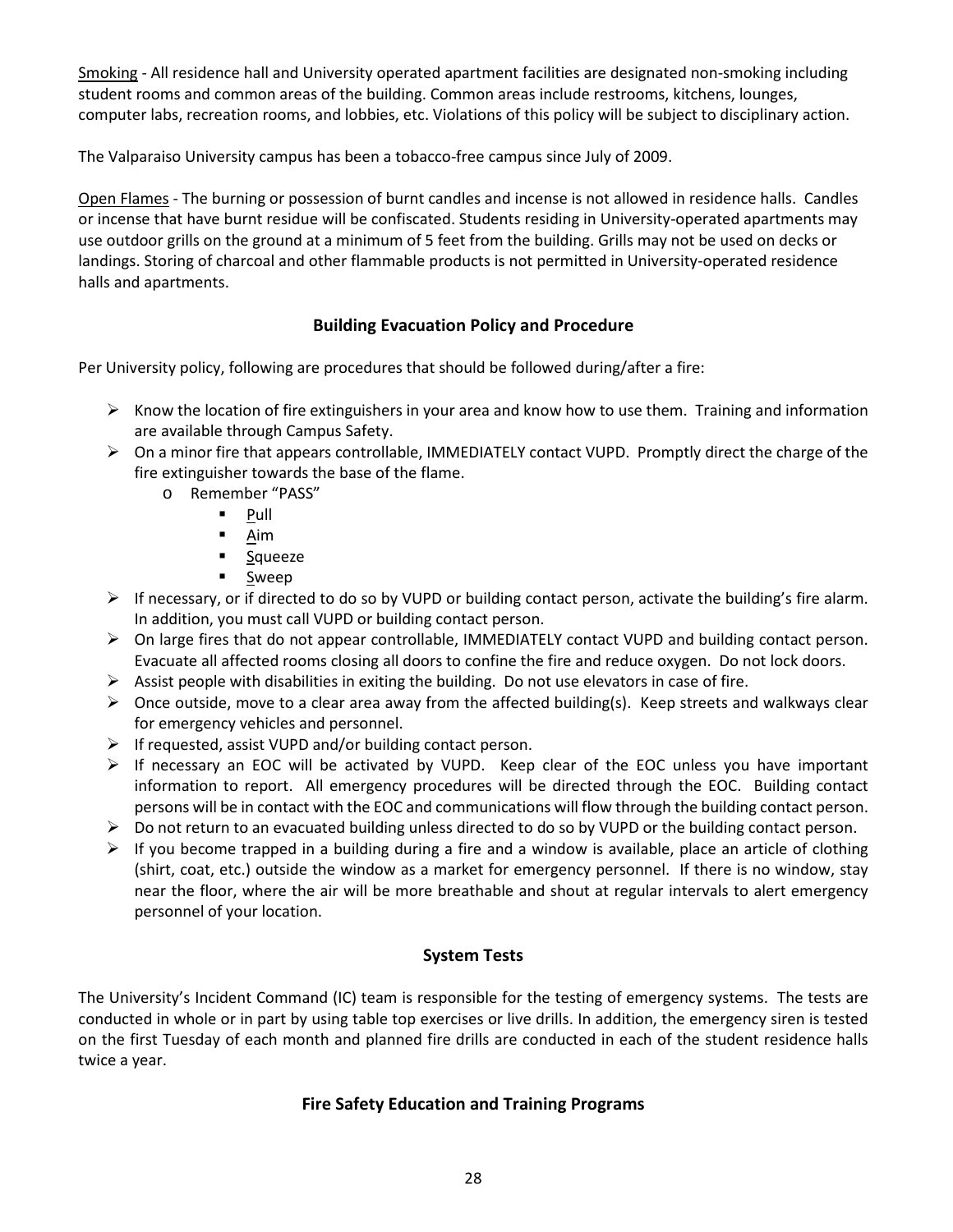Smoking - All residence hall and University operated apartment facilities are designated non-smoking including student rooms and common areas of the building. Common areas include restrooms, kitchens, lounges, computer labs, recreation rooms, and lobbies, etc. Violations of this policy will be subject to disciplinary action.

The Valparaiso University campus has been a tobacco-free campus since July of 2009.

Open Flames - The burning or possession of burnt candles and incense is not allowed in residence halls. Candles or incense that have burnt residue will be confiscated. Students residing in University-operated apartments may use outdoor grills on the ground at a minimum of 5 feet from the building. Grills may not be used on decks or landings. Storing of charcoal and other flammable products is not permitted in University-operated residence halls and apartments.

## Building Evacuation Policy and Procedure

Per University policy, following are procedures that should be followed during/after a fire:

- Know the location of fire extinguishers in your area and know how to use them. Training and information are available through Campus Safety.
- On a minor fire that appears controllable, IMMEDIATELY contact VUPD. Promptly direct the charge of the fire extinguisher towards the base of the flame.
  - Remember "PASS"
    - Pull
    - Aim
    - Squeeze
    - Sweep
- If necessary, or if directed to do so by VUPD or building contact person, activate the building's fire alarm. In addition, you must call VUPD or building contact person.
- On large fires that do not appear controllable, IMMEDIATELY contact VUPD and building contact person. Evacuate all affected rooms closing all doors to confine the fire and reduce oxygen. Do not lock doors.
- Assist people with disabilities in exiting the building. Do not use elevators in case of fire.
- Once outside, move to a clear area away from the affected building(s). Keep streets and walkways clear for emergency vehicles and personnel.
- If requested, assist VUPD and/or building contact person.
- If necessary an EOC will be activated by VUPD. Keep clear of the EOC unless you have important information to report. All emergency procedures will be directed through the EOC. Building contact persons will be in contact with the EOC and communications will flow through the building contact person.
- Do not return to an evacuated building unless directed to do so by VUPD or the building contact person.
- If you become trapped in a building during a fire and a window is available, place an article of clothing (shirt, coat, etc.) outside the window as a market for emergency personnel. If there is no window, stay near the floor, where the air will be more breathable and shout at regular intervals to alert emergency personnel of your location.

## System Tests

The University's Incident Command (IC) team is responsible for the testing of emergency systems. The tests are conducted in whole or in part by using table top exercises or live drills. In addition, the emergency siren is tested on the first Tuesday of each month and planned fire drills are conducted in each of the student residence halls twice a year.

## Fire Safety Education and Training Programs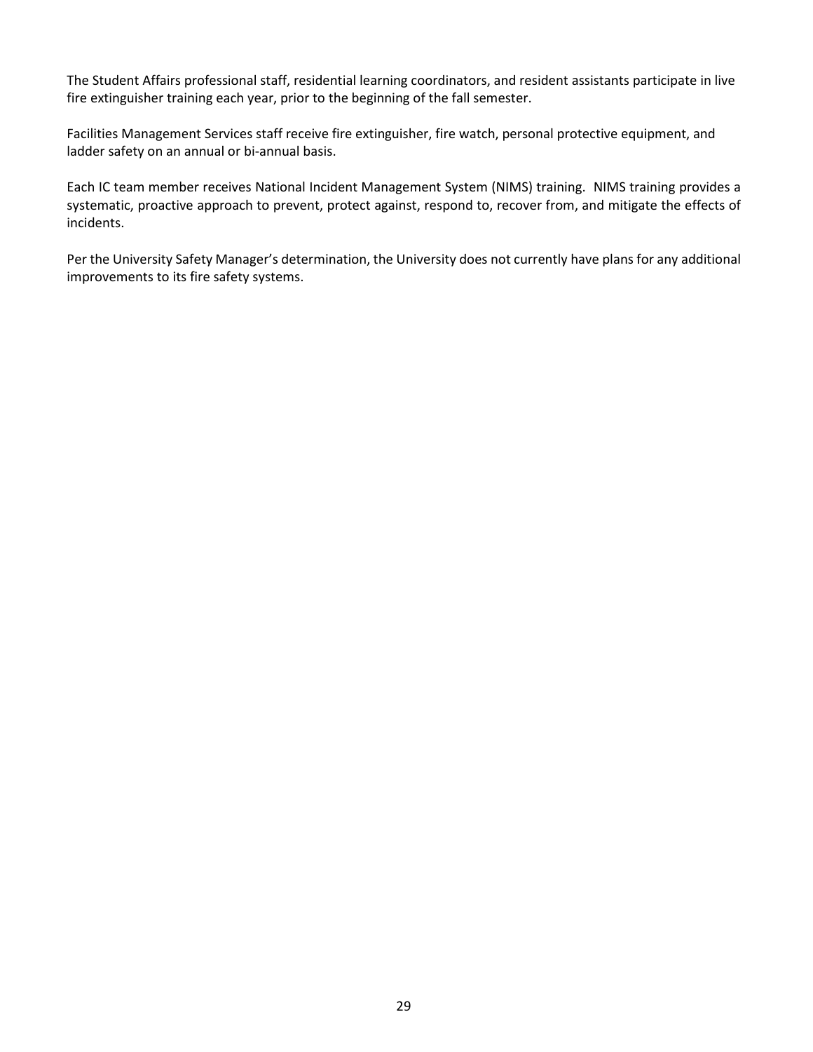The Student Affairs professional staff, residential learning coordinators, and resident assistants participate in live fire extinguisher training each year, prior to the beginning of the fall semester.

Facilities Management Services staff receive fire extinguisher, fire watch, personal protective equipment, and ladder safety on an annual or bi-annual basis.

Each IC team member receives National Incident Management System (NIMS) training. NIMS training provides a systematic, proactive approach to prevent, protect against, respond to, recover from, and mitigate the effects of incidents.

Per the University Safety Manager's determination, the University does not currently have plans for any additional improvements to its fire safety systems.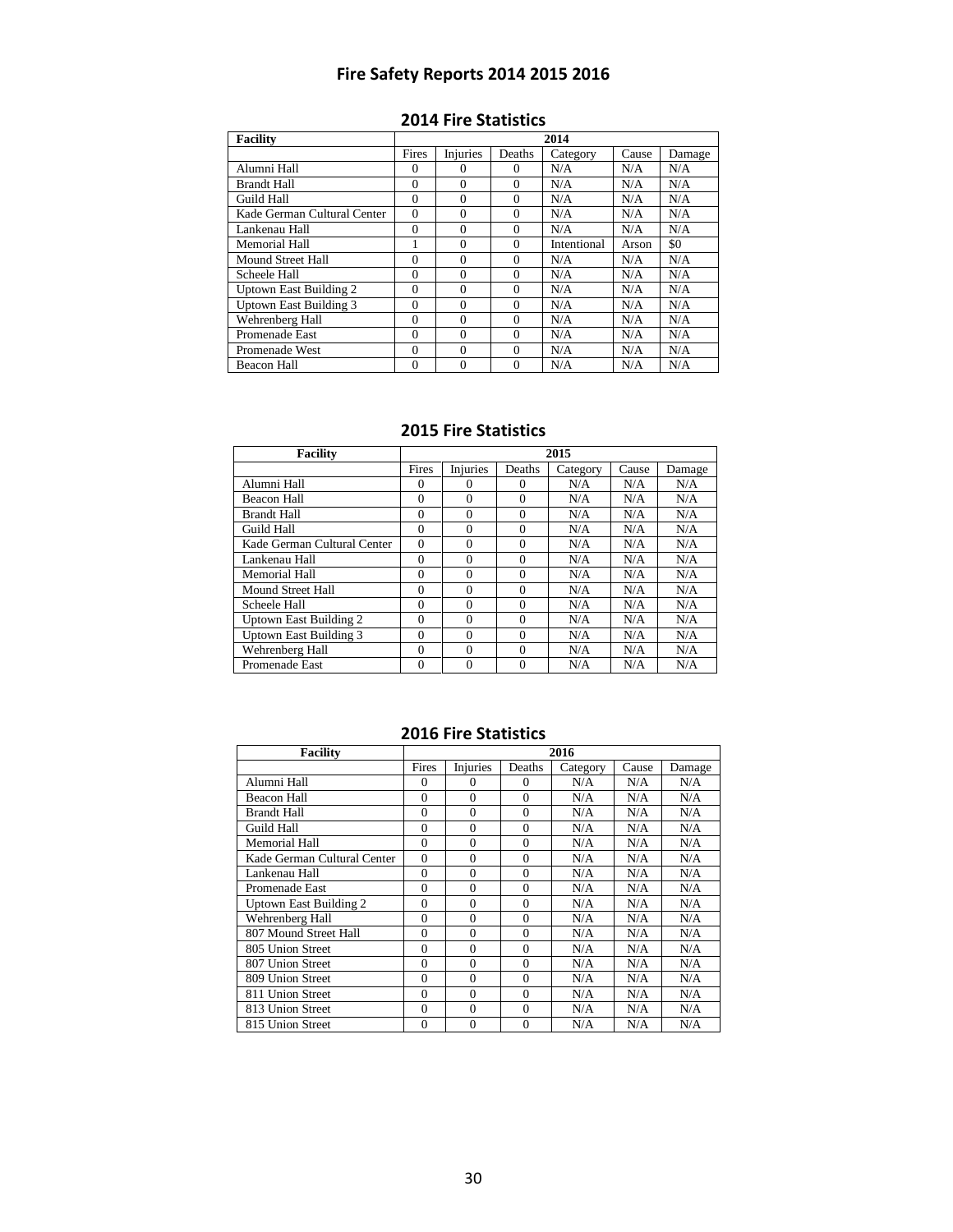# Fire Safety Reports 2014 2015 2016

## 2014 Fire Statistics

| Facility | 2014 | | | | | |
|---|---|---|---|---|---|---|
| | Fires | Injuries | Deaths | Category | Cause | Damage |
| Alumni Hall | 0 | 0 | 0 | N/A | N/A | N/A |
| Brandt Hall | 0 | 0 | 0 | N/A | N/A | N/A |
| Guild Hall | 0 | 0 | 0 | N/A | N/A | N/A |
| Kade German Cultural Center | 0 | 0 | 0 | N/A | N/A | N/A |
| Lankenau Hall | 0 | 0 | 0 | N/A | N/A | N/A |
| Memorial Hall | 1 | 0 | 0 | Intentional | Arson | $0 |
| Mound Street Hall | 0 | 0 | 0 | N/A | N/A | N/A |
| Scheele Hall | 0 | 0 | 0 | N/A | N/A | N/A |
| Uptown East Building 2 | 0 | 0 | 0 | N/A | N/A | N/A |
| Uptown East Building 3 | 0 | 0 | 0 | N/A | N/A | N/A |
| Wehrenberg Hall | 0 | 0 | 0 | N/A | N/A | N/A |
| Promenade East | 0 | 0 | 0 | N/A | N/A | N/A |
| Promenade West | 0 | 0 | 0 | N/A | N/A | N/A |
| Beacon Hall | 0 | 0 | 0 | N/A | N/A | N/A |

## 2015 Fire Statistics

| Facility | 2015 | | | | | |
|---|---|---|---|---|---|---|
| | Fires | Injuries | Deaths | Category | Cause | Damage |
| Alumni Hall | 0 | 0 | 0 | N/A | N/A | N/A |
| Beacon Hall | 0 | 0 | 0 | N/A | N/A | N/A |
| Brandt Hall | 0 | 0 | 0 | N/A | N/A | N/A |
| Guild Hall | 0 | 0 | 0 | N/A | N/A | N/A |
| Kade German Cultural Center | 0 | 0 | 0 | N/A | N/A | N/A |
| Lankenau Hall | 0 | 0 | 0 | N/A | N/A | N/A |
| Memorial Hall | 0 | 0 | 0 | N/A | N/A | N/A |
| Mound Street Hall | 0 | 0 | 0 | N/A | N/A | N/A |
| Scheele Hall | 0 | 0 | 0 | N/A | N/A | N/A |
| Uptown East Building 2 | 0 | 0 | 0 | N/A | N/A | N/A |
| Uptown East Building 3 | 0 | 0 | 0 | N/A | N/A | N/A |
| Wehrenberg Hall | 0 | 0 | 0 | N/A | N/A | N/A |
| Promenade East | 0 | 0 | 0 | N/A | N/A | N/A |

## 2016 Fire Statistics

| Facility | 2016 | | | | | |
|---|---|---|---|---|---|---|
| | Fires | Injuries | Deaths | Category | Cause | Damage |
| Alumni Hall | 0 | 0 | 0 | N/A | N/A | N/A |
| Beacon Hall | 0 | 0 | 0 | N/A | N/A | N/A |
| Brandt Hall | 0 | 0 | 0 | N/A | N/A | N/A |
| Guild Hall | 0 | 0 | 0 | N/A | N/A | N/A |
| Memorial Hall | 0 | 0 | 0 | N/A | N/A | N/A |
| Kade German Cultural Center | 0 | 0 | 0 | N/A | N/A | N/A |
| Lankenau Hall | 0 | 0 | 0 | N/A | N/A | N/A |
| Promenade East | 0 | 0 | 0 | N/A | N/A | N/A |
| Uptown East Building 2 | 0 | 0 | 0 | N/A | N/A | N/A |
| Wehrenberg Hall | 0 | 0 | 0 | N/A | N/A | N/A |
| 807 Mound Street Hall | 0 | 0 | 0 | N/A | N/A | N/A |
| 805 Union Street | 0 | 0 | 0 | N/A | N/A | N/A |
| 807 Union Street | 0 | 0 | 0 | N/A | N/A | N/A |
| 809 Union Street | 0 | 0 | 0 | N/A | N/A | N/A |
| 811 Union Street | 0 | 0 | 0 | N/A | N/A | N/A |
| 813 Union Street | 0 | 0 | 0 | N/A | N/A | N/A |
| 815 Union Street | 0 | 0 | 0 | N/A | N/A | N/A |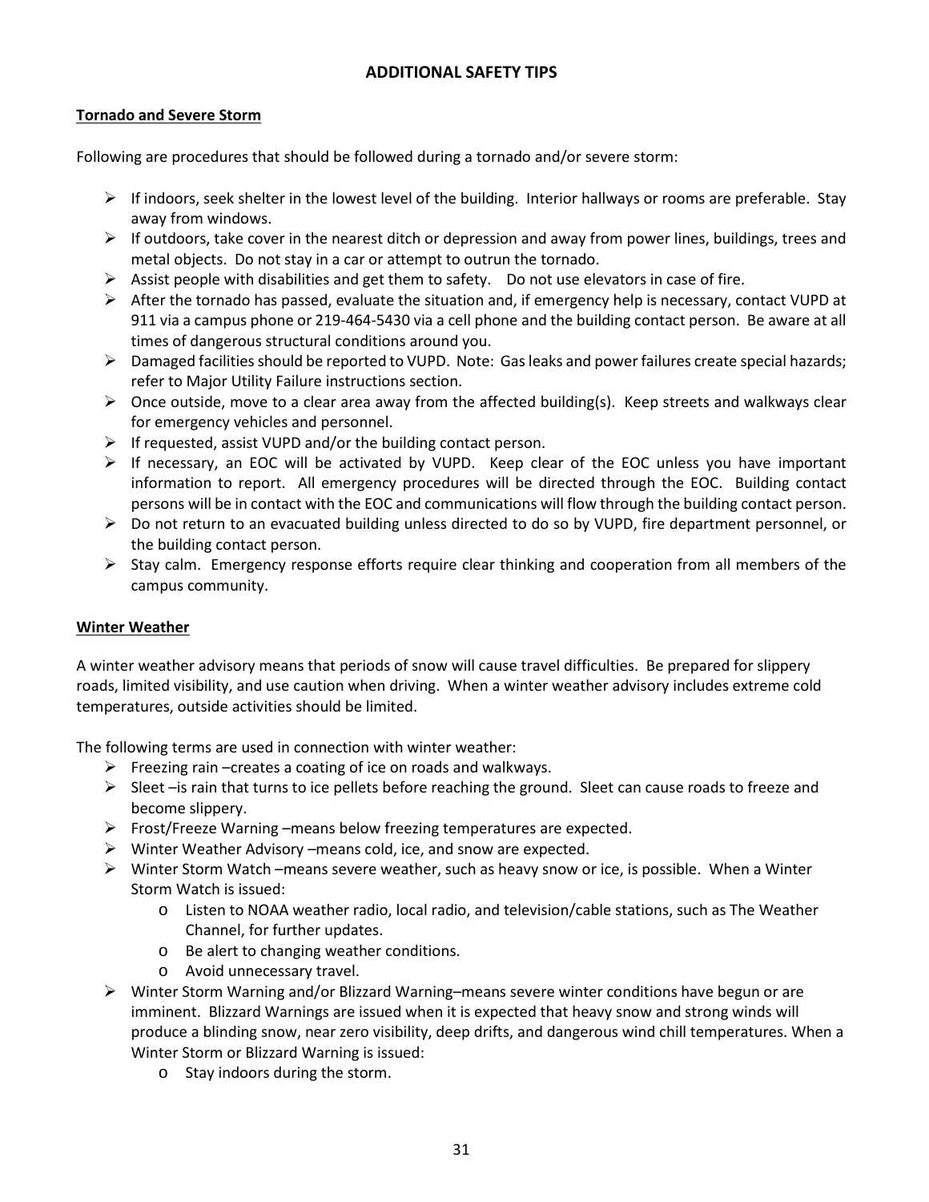# ADDITIONAL SAFETY TIPS

## Tornado and Severe Storm

Following are procedures that should be followed during a tornado and/or severe storm:

- If indoors, seek shelter in the lowest level of the building. Interior hallways or rooms are preferable. Stay away from windows.
- If outdoors, take cover in the nearest ditch or depression and away from power lines, buildings, trees and metal objects. Do not stay in a car or attempt to outrun the tornado.
- Assist people with disabilities and get them to safety. Do not use elevators in case of fire.
- After the tornado has passed, evaluate the situation and, if emergency help is necessary, contact VUPD at 911 via a campus phone or 219-464-5430 via a cell phone and the building contact person. Be aware at all times of dangerous structural conditions around you.
- Damaged facilities should be reported to VUPD. Note: Gas leaks and power failures create special hazards; refer to Major Utility Failure instructions section.
- Once outside, move to a clear area away from the affected building(s). Keep streets and walkways clear for emergency vehicles and personnel.
- If requested, assist VUPD and/or the building contact person.
- If necessary, an EOC will be activated by VUPD. Keep clear of the EOC unless you have important information to report. All emergency procedures will be directed through the EOC. Building contact persons will be in contact with the EOC and communications will flow through the building contact person.
- Do not return to an evacuated building unless directed to do so by VUPD, fire department personnel, or the building contact person.
- Stay calm. Emergency response efforts require clear thinking and cooperation from all members of the campus community.

## Winter Weather

A winter weather advisory means that periods of snow will cause travel difficulties. Be prepared for slippery roads, limited visibility, and use caution when driving. When a winter weather advisory includes extreme cold temperatures, outside activities should be limited.

The following terms are used in connection with winter weather:

- Freezing rain –creates a coating of ice on roads and walkways.
- Sleet –is rain that turns to ice pellets before reaching the ground. Sleet can cause roads to freeze and become slippery.
- Frost/Freeze Warning –means below freezing temperatures are expected.
- Winter Weather Advisory –means cold, ice, and snow are expected.
- Winter Storm Watch –means severe weather, such as heavy snow or ice, is possible. When a Winter Storm Watch is issued:
  - Listen to NOAA weather radio, local radio, and television/cable stations, such as The Weather Channel, for further updates.
  - Be alert to changing weather conditions.
  - Avoid unnecessary travel.
- Winter Storm Warning and/or Blizzard Warning–means severe winter conditions have begun or are imminent. Blizzard Warnings are issued when it is expected that heavy snow and strong winds will produce a blinding snow, near zero visibility, deep drifts, and dangerous wind chill temperatures. When a Winter Storm or Blizzard Warning is issued:
  - Stay indoors during the storm.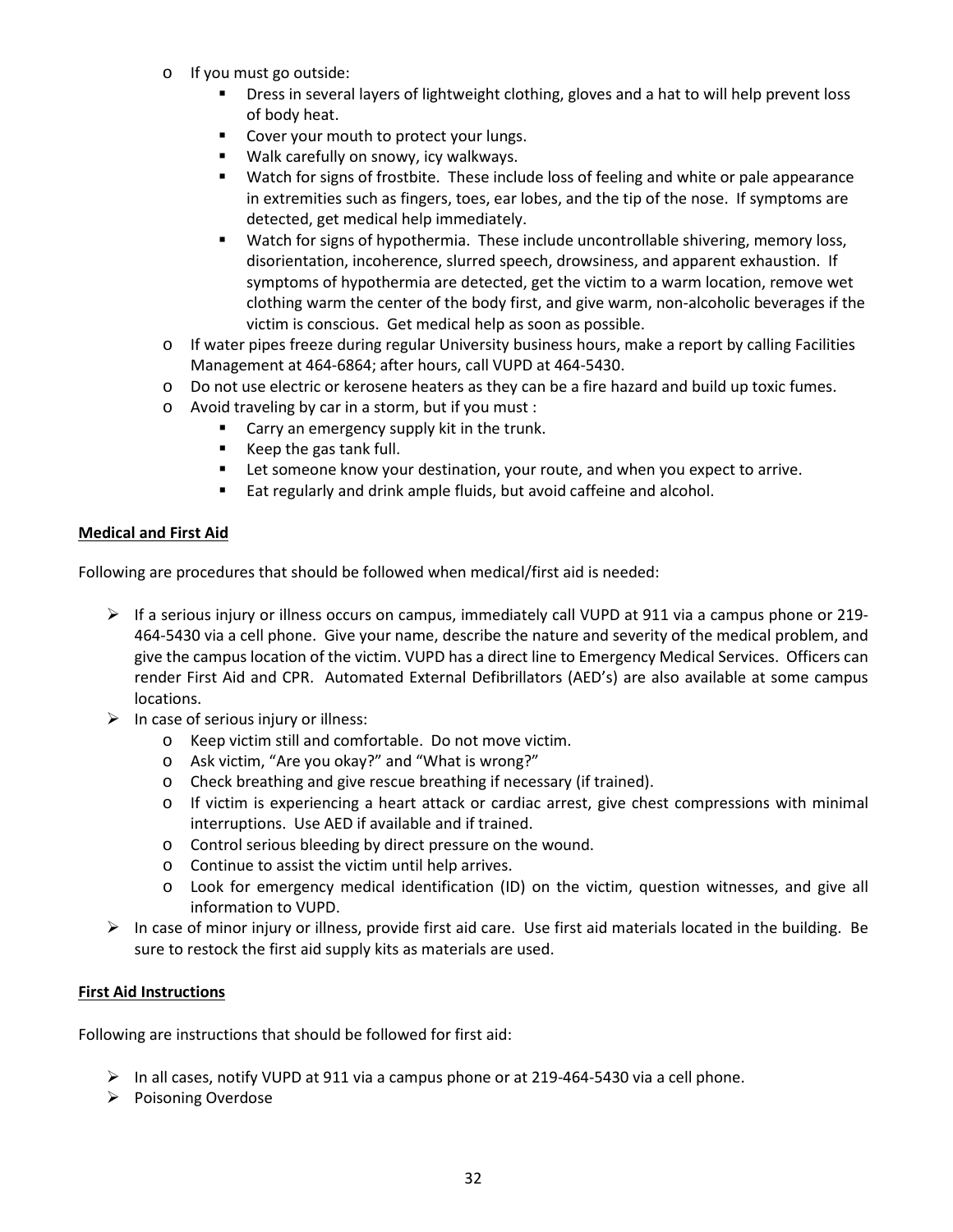- If you must go outside:
  - Dress in several layers of lightweight clothing, gloves and a hat to will help prevent loss of body heat.
  - Cover your mouth to protect your lungs.
  - Walk carefully on snowy, icy walkways.
  - Watch for signs of frostbite. These include loss of feeling and white or pale appearance in extremities such as fingers, toes, ear lobes, and the tip of the nose. If symptoms are detected, get medical help immediately.
  - Watch for signs of hypothermia. These include uncontrollable shivering, memory loss, disorientation, incoherence, slurred speech, drowsiness, and apparent exhaustion. If symptoms of hypothermia are detected, get the victim to a warm location, remove wet clothing warm the center of the body first, and give warm, non-alcoholic beverages if the victim is conscious. Get medical help as soon as possible.
- If water pipes freeze during regular University business hours, make a report by calling Facilities Management at 464-6864; after hours, call VUPD at 464-5430.
- Do not use electric or kerosene heaters as they can be a fire hazard and build up toxic fumes.
- Avoid traveling by car in a storm, but if you must :
  - Carry an emergency supply kit in the trunk.
  - Keep the gas tank full.
  - Let someone know your destination, your route, and when you expect to arrive.
  - Eat regularly and drink ample fluids, but avoid caffeine and alcohol.

**Medical and First Aid**

Following are procedures that should be followed when medical/first aid is needed:

- If a serious injury or illness occurs on campus, immediately call VUPD at 911 via a campus phone or 219-464-5430 via a cell phone. Give your name, describe the nature and severity of the medical problem, and give the campus location of the victim. VUPD has a direct line to Emergency Medical Services. Officers can render First Aid and CPR. Automated External Defibrillators (AED's) are also available at some campus locations.
- In case of serious injury or illness:
  - Keep victim still and comfortable. Do not move victim.
  - Ask victim, "Are you okay?" and "What is wrong?"
  - Check breathing and give rescue breathing if necessary (if trained).
  - If victim is experiencing a heart attack or cardiac arrest, give chest compressions with minimal interruptions. Use AED if available and if trained.
  - Control serious bleeding by direct pressure on the wound.
  - Continue to assist the victim until help arrives.
  - Look for emergency medical identification (ID) on the victim, question witnesses, and give all information to VUPD.
- In case of minor injury or illness, provide first aid care. Use first aid materials located in the building. Be sure to restock the first aid supply kits as materials are used.

**First Aid Instructions**

Following are instructions that should be followed for first aid:

- In all cases, notify VUPD at 911 via a campus phone or at 219-464-5430 via a cell phone.
- Poisoning Overdose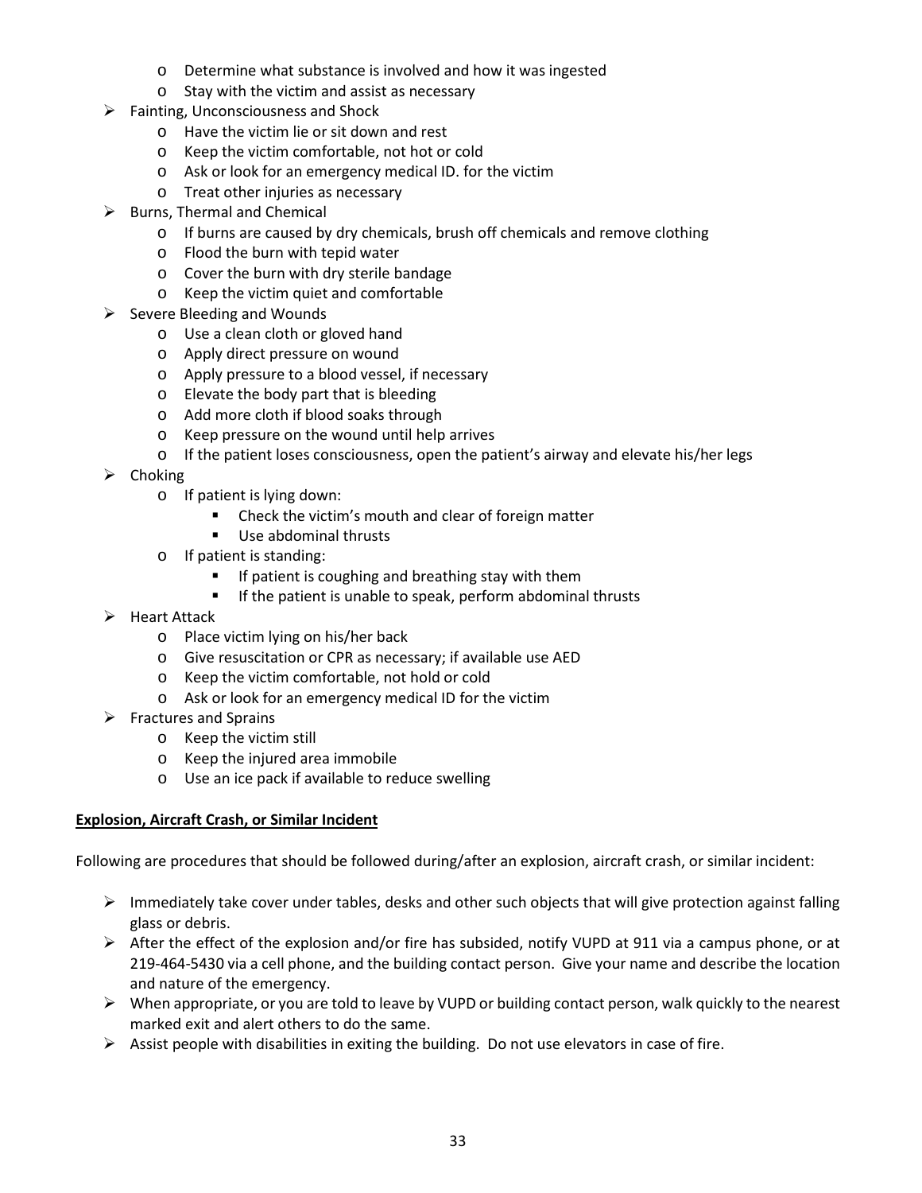- Determine what substance is involved and how it was ingested
- Stay with the victim and assist as necessary

- Fainting, Unconsciousness and Shock
  - Have the victim lie or sit down and rest
  - Keep the victim comfortable, not hot or cold
  - Ask or look for an emergency medical ID. for the victim
  - Treat other injuries as necessary
- Burns, Thermal and Chemical
  - If burns are caused by dry chemicals, brush off chemicals and remove clothing
  - Flood the burn with tepid water
  - Cover the burn with dry sterile bandage
  - Keep the victim quiet and comfortable
- Severe Bleeding and Wounds
  - Use a clean cloth or gloved hand
  - Apply direct pressure on wound
  - Apply pressure to a blood vessel, if necessary
  - Elevate the body part that is bleeding
  - Add more cloth if blood soaks through
  - Keep pressure on the wound until help arrives
  - If the patient loses consciousness, open the patient's airway and elevate his/her legs
- Choking
  - If patient is lying down:
    - Check the victim's mouth and clear of foreign matter
    - Use abdominal thrusts
  - If patient is standing:
    - If patient is coughing and breathing stay with them
    - If the patient is unable to speak, perform abdominal thrusts
- Heart Attack
  - Place victim lying on his/her back
  - Give resuscitation or CPR as necessary; if available use AED
  - Keep the victim comfortable, not hold or cold
  - Ask or look for an emergency medical ID for the victim
- Fractures and Sprains
  - Keep the victim still
  - Keep the injured area immobile
  - Use an ice pack if available to reduce swelling

**Explosion, Aircraft Crash, or Similar Incident**

Following are procedures that should be followed during/after an explosion, aircraft crash, or similar incident:

- Immediately take cover under tables, desks and other such objects that will give protection against falling glass or debris.
- After the effect of the explosion and/or fire has subsided, notify VUPD at 911 via a campus phone, or at 219-464-5430 via a cell phone, and the building contact person. Give your name and describe the location and nature of the emergency.
- When appropriate, or you are told to leave by VUPD or building contact person, walk quickly to the nearest marked exit and alert others to do the same.
- Assist people with disabilities in exiting the building. Do not use elevators in case of fire.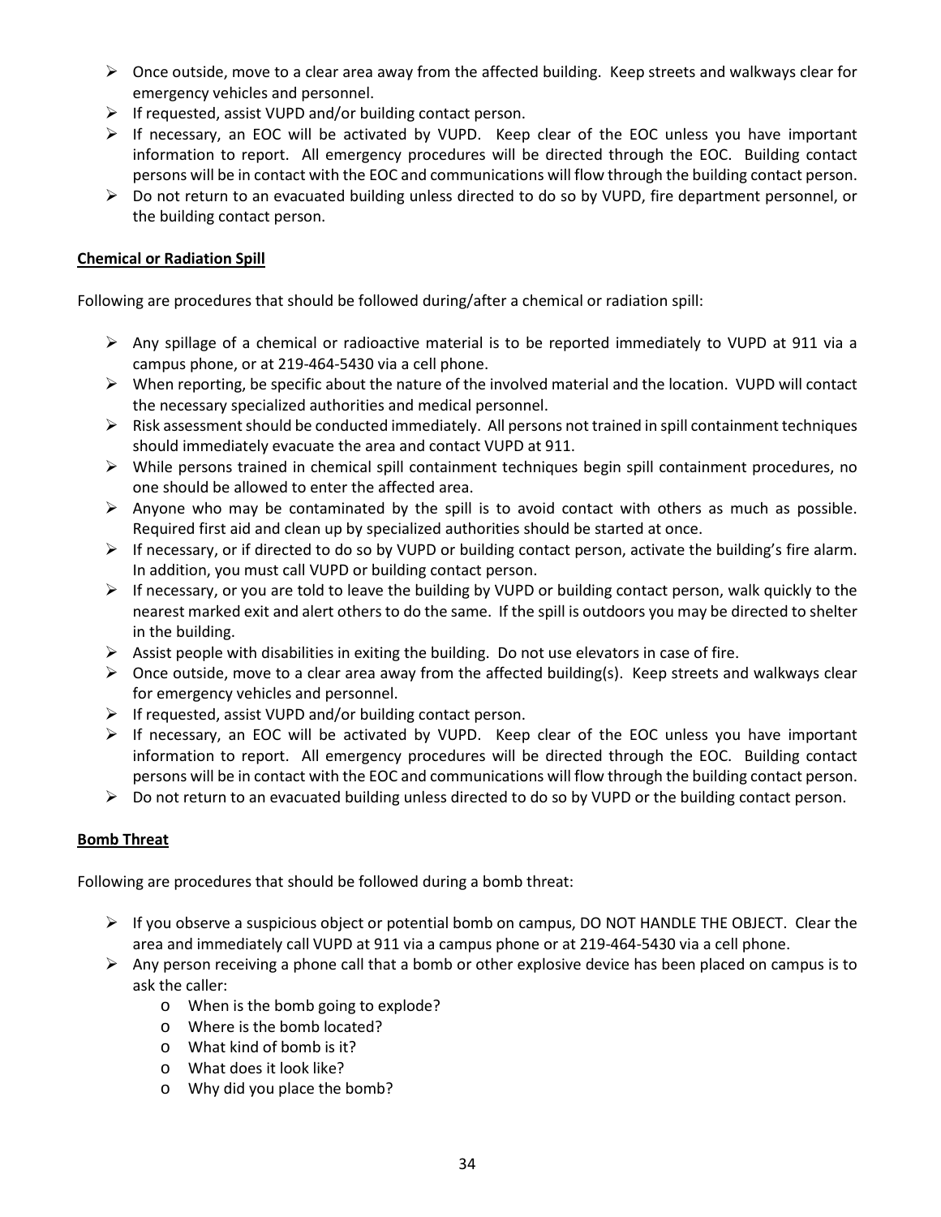- Once outside, move to a clear area away from the affected building. Keep streets and walkways clear for emergency vehicles and personnel.
- If requested, assist VUPD and/or building contact person.
- If necessary, an EOC will be activated by VUPD. Keep clear of the EOC unless you have important information to report. All emergency procedures will be directed through the EOC. Building contact persons will be in contact with the EOC and communications will flow through the building contact person.
- Do not return to an evacuated building unless directed to do so by VUPD, fire department personnel, or the building contact person.

**Chemical or Radiation Spill**

Following are procedures that should be followed during/after a chemical or radiation spill:

- Any spillage of a chemical or radioactive material is to be reported immediately to VUPD at 911 via a campus phone, or at 219-464-5430 via a cell phone.
- When reporting, be specific about the nature of the involved material and the location. VUPD will contact the necessary specialized authorities and medical personnel.
- Risk assessment should be conducted immediately. All persons not trained in spill containment techniques should immediately evacuate the area and contact VUPD at 911.
- While persons trained in chemical spill containment techniques begin spill containment procedures, no one should be allowed to enter the affected area.
- Anyone who may be contaminated by the spill is to avoid contact with others as much as possible. Required first aid and clean up by specialized authorities should be started at once.
- If necessary, or if directed to do so by VUPD or building contact person, activate the building's fire alarm. In addition, you must call VUPD or building contact person.
- If necessary, or you are told to leave the building by VUPD or building contact person, walk quickly to the nearest marked exit and alert others to do the same. If the spill is outdoors you may be directed to shelter in the building.
- Assist people with disabilities in exiting the building. Do not use elevators in case of fire.
- Once outside, move to a clear area away from the affected building(s). Keep streets and walkways clear for emergency vehicles and personnel.
- If requested, assist VUPD and/or building contact person.
- If necessary, an EOC will be activated by VUPD. Keep clear of the EOC unless you have important information to report. All emergency procedures will be directed through the EOC. Building contact persons will be in contact with the EOC and communications will flow through the building contact person.
- Do not return to an evacuated building unless directed to do so by VUPD or the building contact person.

**Bomb Threat**

Following are procedures that should be followed during a bomb threat:

- If you observe a suspicious object or potential bomb on campus, DO NOT HANDLE THE OBJECT. Clear the area and immediately call VUPD at 911 via a campus phone or at 219-464-5430 via a cell phone.
- Any person receiving a phone call that a bomb or other explosive device has been placed on campus is to ask the caller:
  - When is the bomb going to explode?
  - Where is the bomb located?
  - What kind of bomb is it?
  - What does it look like?
  - Why did you place the bomb?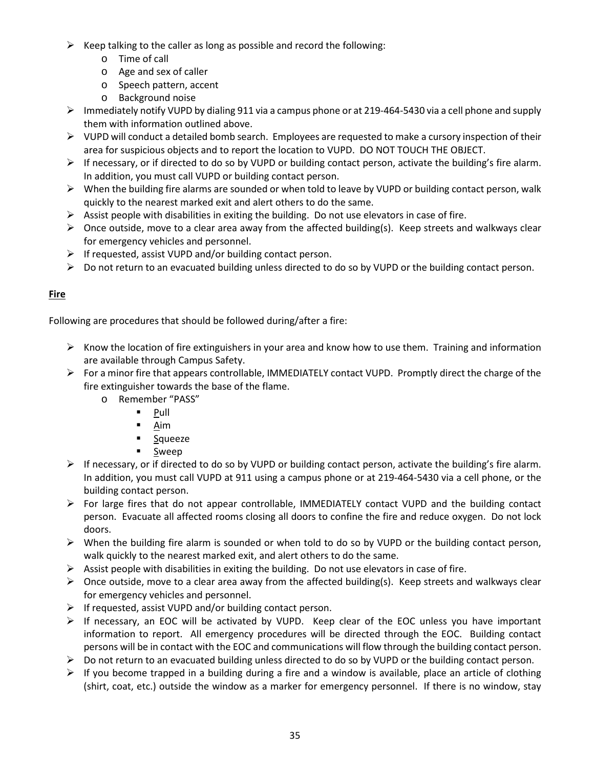- Keep talking to the caller as long as possible and record the following:
  - Time of call
  - Age and sex of caller
  - Speech pattern, accent
  - Background noise
- Immediately notify VUPD by dialing 911 via a campus phone or at 219-464-5430 via a cell phone and supply them with information outlined above.
- VUPD will conduct a detailed bomb search. Employees are requested to make a cursory inspection of their area for suspicious objects and to report the location to VUPD. DO NOT TOUCH THE OBJECT.
- If necessary, or if directed to do so by VUPD or building contact person, activate the building's fire alarm. In addition, you must call VUPD or building contact person.
- When the building fire alarms are sounded or when told to leave by VUPD or building contact person, walk quickly to the nearest marked exit and alert others to do the same.
- Assist people with disabilities in exiting the building. Do not use elevators in case of fire.
- Once outside, move to a clear area away from the affected building(s). Keep streets and walkways clear for emergency vehicles and personnel.
- If requested, assist VUPD and/or building contact person.
- Do not return to an evacuated building unless directed to do so by VUPD or the building contact person.

**Fire**

Following are procedures that should be followed during/after a fire:

- Know the location of fire extinguishers in your area and know how to use them. Training and information are available through Campus Safety.
- For a minor fire that appears controllable, IMMEDIATELY contact VUPD. Promptly direct the charge of the fire extinguisher towards the base of the flame.
  - Remember "PASS"
    - Pull
    - Aim
    - Squeeze
    - Sweep
- If necessary, or if directed to do so by VUPD or building contact person, activate the building's fire alarm. In addition, you must call VUPD at 911 using a campus phone or at 219-464-5430 via a cell phone, or the building contact person.
- For large fires that do not appear controllable, IMMEDIATELY contact VUPD and the building contact person. Evacuate all affected rooms closing all doors to confine the fire and reduce oxygen. Do not lock doors.
- When the building fire alarm is sounded or when told to do so by VUPD or the building contact person, walk quickly to the nearest marked exit, and alert others to do the same.
- Assist people with disabilities in exiting the building. Do not use elevators in case of fire.
- Once outside, move to a clear area away from the affected building(s). Keep streets and walkways clear for emergency vehicles and personnel.
- If requested, assist VUPD and/or building contact person.
- If necessary, an EOC will be activated by VUPD. Keep clear of the EOC unless you have important information to report. All emergency procedures will be directed through the EOC. Building contact persons will be in contact with the EOC and communications will flow through the building contact person.
- Do not return to an evacuated building unless directed to do so by VUPD or the building contact person.
- If you become trapped in a building during a fire and a window is available, place an article of clothing (shirt, coat, etc.) outside the window as a marker for emergency personnel. If there is no window, stay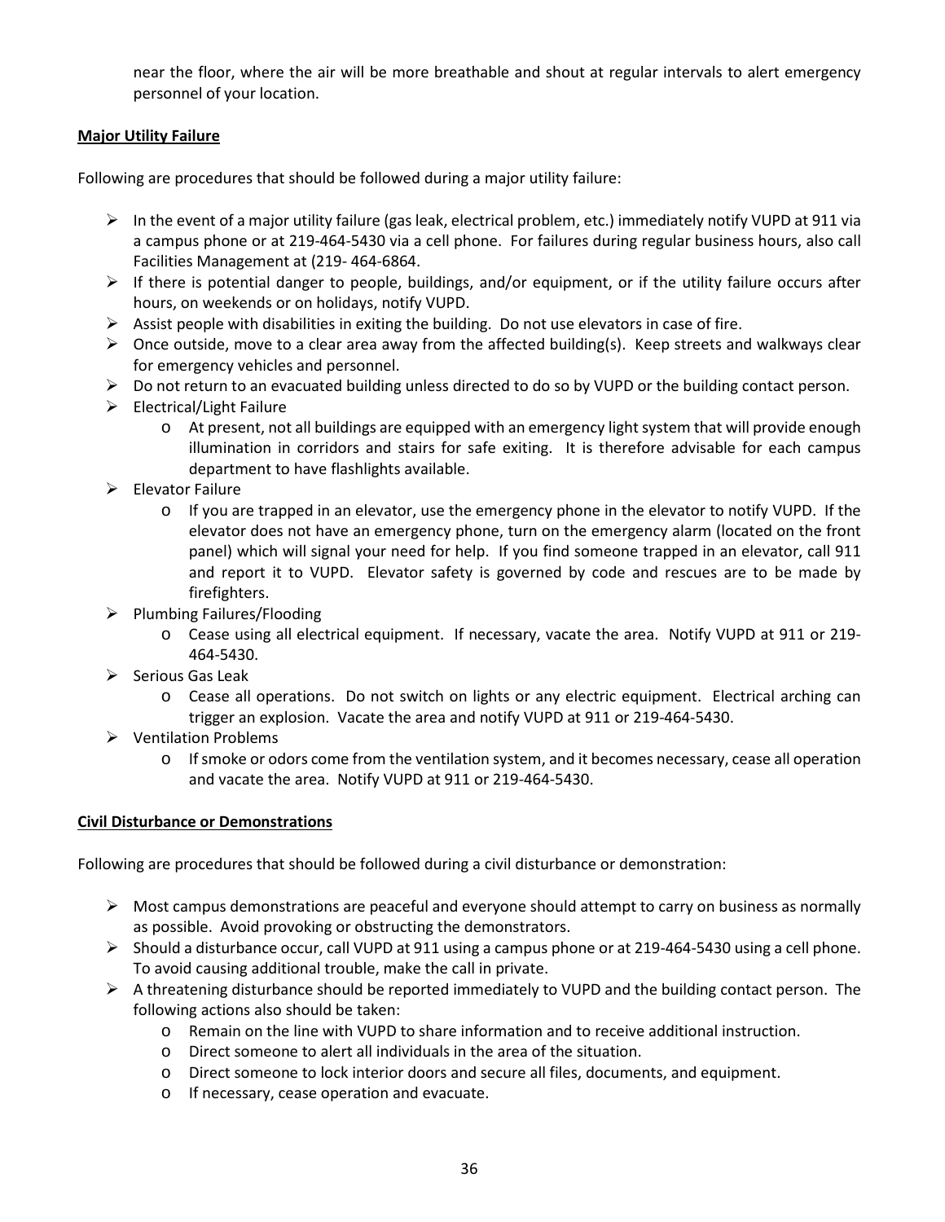near the floor, where the air will be more breathable and shout at regular intervals to alert emergency personnel of your location.

**Major Utility Failure**

Following are procedures that should be followed during a major utility failure:

- In the event of a major utility failure (gas leak, electrical problem, etc.) immediately notify VUPD at 911 via a campus phone or at 219-464-5430 via a cell phone. For failures during regular business hours, also call Facilities Management at (219- 464-6864.
- If there is potential danger to people, buildings, and/or equipment, or if the utility failure occurs after hours, on weekends or on holidays, notify VUPD.
- Assist people with disabilities in exiting the building. Do not use elevators in case of fire.
- Once outside, move to a clear area away from the affected building(s). Keep streets and walkways clear for emergency vehicles and personnel.
- Do not return to an evacuated building unless directed to do so by VUPD or the building contact person.
- Electrical/Light Failure
  - At present, not all buildings are equipped with an emergency light system that will provide enough illumination in corridors and stairs for safe exiting. It is therefore advisable for each campus department to have flashlights available.
- Elevator Failure
  - If you are trapped in an elevator, use the emergency phone in the elevator to notify VUPD. If the elevator does not have an emergency phone, turn on the emergency alarm (located on the front panel) which will signal your need for help. If you find someone trapped in an elevator, call 911 and report it to VUPD. Elevator safety is governed by code and rescues are to be made by firefighters.
- Plumbing Failures/Flooding
  - Cease using all electrical equipment. If necessary, vacate the area. Notify VUPD at 911 or 219-464-5430.
- Serious Gas Leak
  - Cease all operations. Do not switch on lights or any electric equipment. Electrical arching can trigger an explosion. Vacate the area and notify VUPD at 911 or 219-464-5430.
- Ventilation Problems
  - If smoke or odors come from the ventilation system, and it becomes necessary, cease all operation and vacate the area. Notify VUPD at 911 or 219-464-5430.

**Civil Disturbance or Demonstrations**

Following are procedures that should be followed during a civil disturbance or demonstration:

- Most campus demonstrations are peaceful and everyone should attempt to carry on business as normally as possible. Avoid provoking or obstructing the demonstrators.
- Should a disturbance occur, call VUPD at 911 using a campus phone or at 219-464-5430 using a cell phone. To avoid causing additional trouble, make the call in private.
- A threatening disturbance should be reported immediately to VUPD and the building contact person. The following actions also should be taken:
  - Remain on the line with VUPD to share information and to receive additional instruction.
  - Direct someone to alert all individuals in the area of the situation.
  - Direct someone to lock interior doors and secure all files, documents, and equipment.
  - If necessary, cease operation and evacuate.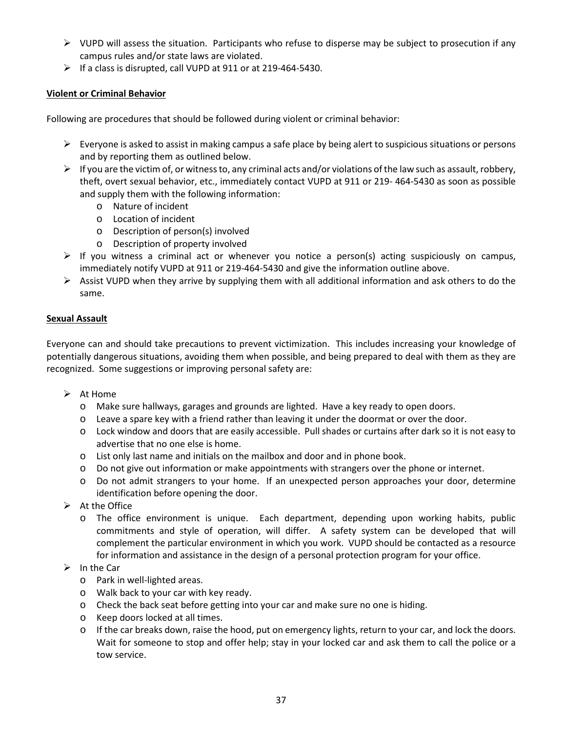- VUPD will assess the situation. Participants who refuse to disperse may be subject to prosecution if any campus rules and/or state laws are violated.
- If a class is disrupted, call VUPD at 911 or at 219-464-5430.

**Violent or Criminal Behavior**

Following are procedures that should be followed during violent or criminal behavior:

- Everyone is asked to assist in making campus a safe place by being alert to suspicious situations or persons and by reporting them as outlined below.
- If you are the victim of, or witness to, any criminal acts and/or violations of the law such as assault, robbery, theft, overt sexual behavior, etc., immediately contact VUPD at 911 or 219- 464-5430 as soon as possible and supply them with the following information:
  - Nature of incident
  - Location of incident
  - Description of person(s) involved
  - Description of property involved
- If you witness a criminal act or whenever you notice a person(s) acting suspiciously on campus, immediately notify VUPD at 911 or 219-464-5430 and give the information outline above.
- Assist VUPD when they arrive by supplying them with all additional information and ask others to do the same.

**Sexual Assault**

Everyone can and should take precautions to prevent victimization. This includes increasing your knowledge of potentially dangerous situations, avoiding them when possible, and being prepared to deal with them as they are recognized. Some suggestions or improving personal safety are:

- At Home
  - Make sure hallways, garages and grounds are lighted. Have a key ready to open doors.
  - Leave a spare key with a friend rather than leaving it under the doormat or over the door.
  - Lock window and doors that are easily accessible. Pull shades or curtains after dark so it is not easy to advertise that no one else is home.
  - List only last name and initials on the mailbox and door and in phone book.
  - Do not give out information or make appointments with strangers over the phone or internet.
  - Do not admit strangers to your home. If an unexpected person approaches your door, determine identification before opening the door.
- At the Office
  - The office environment is unique. Each department, depending upon working habits, public commitments and style of operation, will differ. A safety system can be developed that will complement the particular environment in which you work. VUPD should be contacted as a resource for information and assistance in the design of a personal protection program for your office.
- In the Car
  - Park in well-lighted areas.
  - Walk back to your car with key ready.
  - Check the back seat before getting into your car and make sure no one is hiding.
  - Keep doors locked at all times.
  - If the car breaks down, raise the hood, put on emergency lights, return to your car, and lock the doors. Wait for someone to stop and offer help; stay in your locked car and ask them to call the police or a tow service.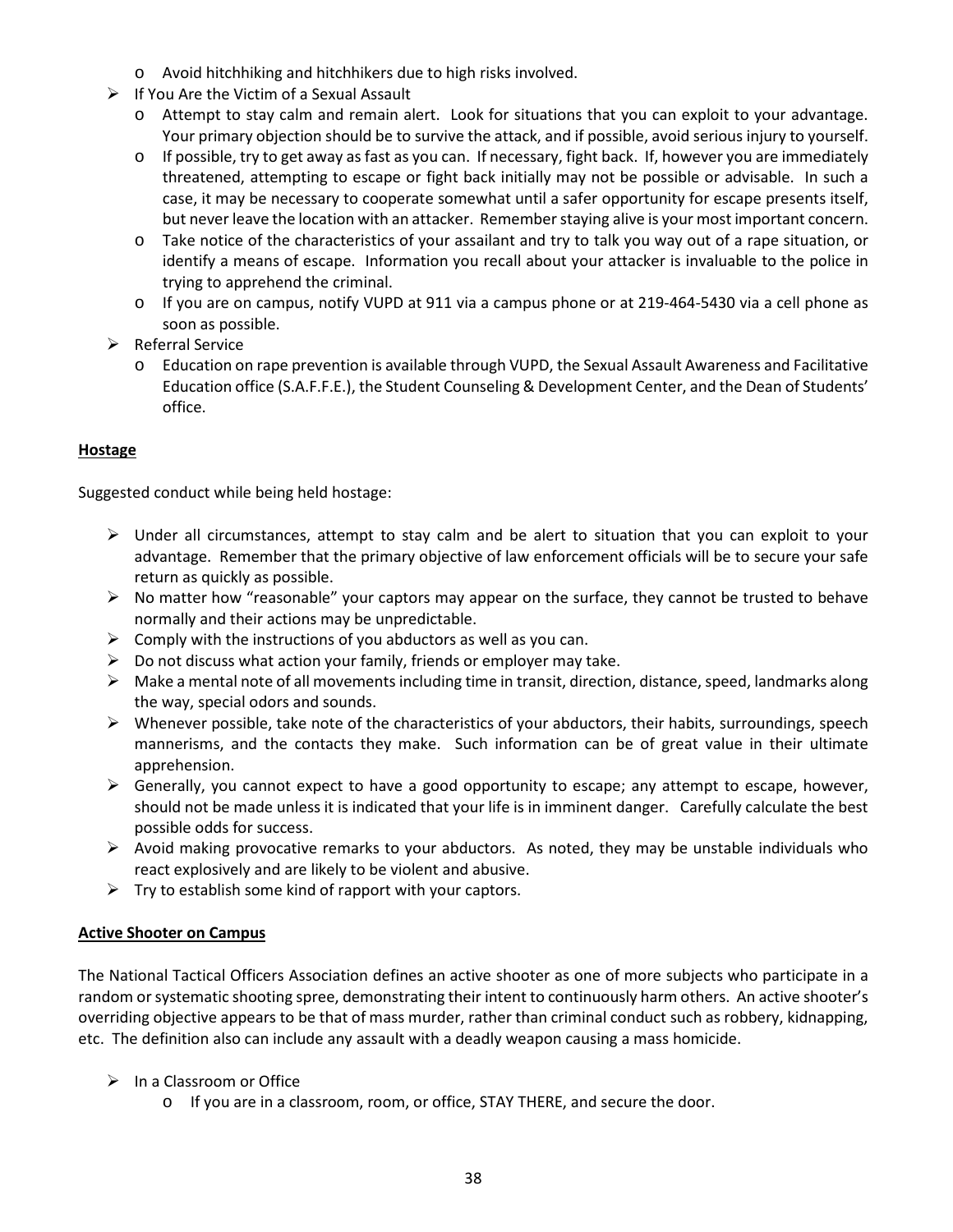- Avoid hitchhiking and hitchhikers due to high risks involved.
- If You Are the Victim of a Sexual Assault
  - Attempt to stay calm and remain alert. Look for situations that you can exploit to your advantage. Your primary objection should be to survive the attack, and if possible, avoid serious injury to yourself.
  - If possible, try to get away as fast as you can. If necessary, fight back. If, however you are immediately threatened, attempting to escape or fight back initially may not be possible or advisable. In such a case, it may be necessary to cooperate somewhat until a safer opportunity for escape presents itself, but never leave the location with an attacker. Remember staying alive is your most important concern.
  - Take notice of the characteristics of your assailant and try to talk you way out of a rape situation, or identify a means of escape. Information you recall about your attacker is invaluable to the police in trying to apprehend the criminal.
  - If you are on campus, notify VUPD at 911 via a campus phone or at 219-464-5430 via a cell phone as soon as possible.
- Referral Service
  - Education on rape prevention is available through VUPD, the Sexual Assault Awareness and Facilitative Education office (S.A.F.F.E.), the Student Counseling & Development Center, and the Dean of Students' office.

**Hostage**

Suggested conduct while being held hostage:

- Under all circumstances, attempt to stay calm and be alert to situation that you can exploit to your advantage. Remember that the primary objective of law enforcement officials will be to secure your safe return as quickly as possible.
- No matter how "reasonable" your captors may appear on the surface, they cannot be trusted to behave normally and their actions may be unpredictable.
- Comply with the instructions of you abductors as well as you can.
- Do not discuss what action your family, friends or employer may take.
- Make a mental note of all movements including time in transit, direction, distance, speed, landmarks along the way, special odors and sounds.
- Whenever possible, take note of the characteristics of your abductors, their habits, surroundings, speech mannerisms, and the contacts they make. Such information can be of great value in their ultimate apprehension.
- Generally, you cannot expect to have a good opportunity to escape; any attempt to escape, however, should not be made unless it is indicated that your life is in imminent danger. Carefully calculate the best possible odds for success.
- Avoid making provocative remarks to your abductors. As noted, they may be unstable individuals who react explosively and are likely to be violent and abusive.
- Try to establish some kind of rapport with your captors.

**Active Shooter on Campus**

The National Tactical Officers Association defines an active shooter as one of more subjects who participate in a random or systematic shooting spree, demonstrating their intent to continuously harm others. An active shooter's overriding objective appears to be that of mass murder, rather than criminal conduct such as robbery, kidnapping, etc. The definition also can include any assault with a deadly weapon causing a mass homicide.

- In a Classroom or Office
  - If you are in a classroom, room, or office, STAY THERE, and secure the door.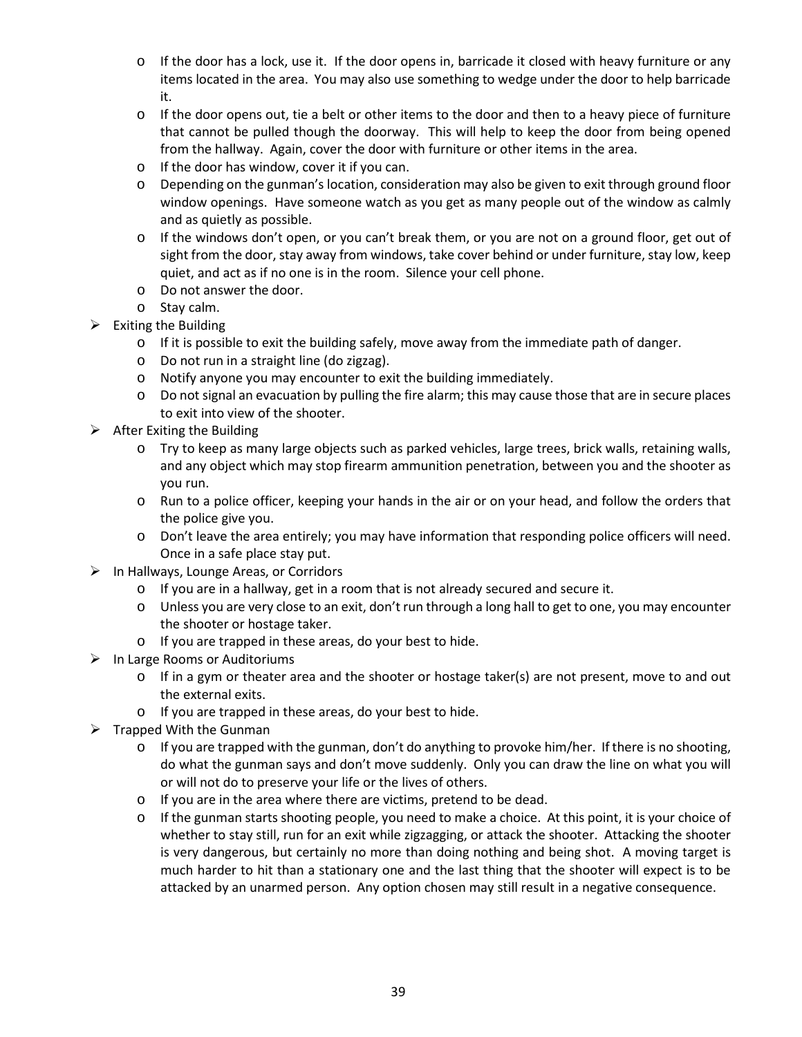- If the door has a lock, use it. If the door opens in, barricade it closed with heavy furniture or any items located in the area. You may also use something to wedge under the door to help barricade it.
  - If the door opens out, tie a belt or other items to the door and then to a heavy piece of furniture that cannot be pulled though the doorway. This will help to keep the door from being opened from the hallway. Again, cover the door with furniture or other items in the area.
  - If the door has window, cover it if you can.
  - Depending on the gunman's location, consideration may also be given to exit through ground floor window openings. Have someone watch as you get as many people out of the window as calmly and as quietly as possible.
  - If the windows don't open, or you can't break them, or you are not on a ground floor, get out of sight from the door, stay away from windows, take cover behind or under furniture, stay low, keep quiet, and act as if no one is in the room. Silence your cell phone.
  - Do not answer the door.
  - Stay calm.
- Exiting the Building
  - If it is possible to exit the building safely, move away from the immediate path of danger.
  - Do not run in a straight line (do zigzag).
  - Notify anyone you may encounter to exit the building immediately.
  - Do not signal an evacuation by pulling the fire alarm; this may cause those that are in secure places to exit into view of the shooter.
- After Exiting the Building
  - Try to keep as many large objects such as parked vehicles, large trees, brick walls, retaining walls, and any object which may stop firearm ammunition penetration, between you and the shooter as you run.
  - Run to a police officer, keeping your hands in the air or on your head, and follow the orders that the police give you.
  - Don't leave the area entirely; you may have information that responding police officers will need. Once in a safe place stay put.
- In Hallways, Lounge Areas, or Corridors
  - If you are in a hallway, get in a room that is not already secured and secure it.
  - Unless you are very close to an exit, don't run through a long hall to get to one, you may encounter the shooter or hostage taker.
  - If you are trapped in these areas, do your best to hide.
- In Large Rooms or Auditoriums
  - If in a gym or theater area and the shooter or hostage taker(s) are not present, move to and out the external exits.
  - If you are trapped in these areas, do your best to hide.
- Trapped With the Gunman
  - If you are trapped with the gunman, don't do anything to provoke him/her. If there is no shooting, do what the gunman says and don't move suddenly. Only you can draw the line on what you will or will not do to preserve your life or the lives of others.
  - If you are in the area where there are victims, pretend to be dead.
  - If the gunman starts shooting people, you need to make a choice. At this point, it is your choice of whether to stay still, run for an exit while zigzagging, or attack the shooter. Attacking the shooter is very dangerous, but certainly no more than doing nothing and being shot. A moving target is much harder to hit than a stationary one and the last thing that the shooter will expect is to be attacked by an unarmed person. Any option chosen may still result in a negative consequence.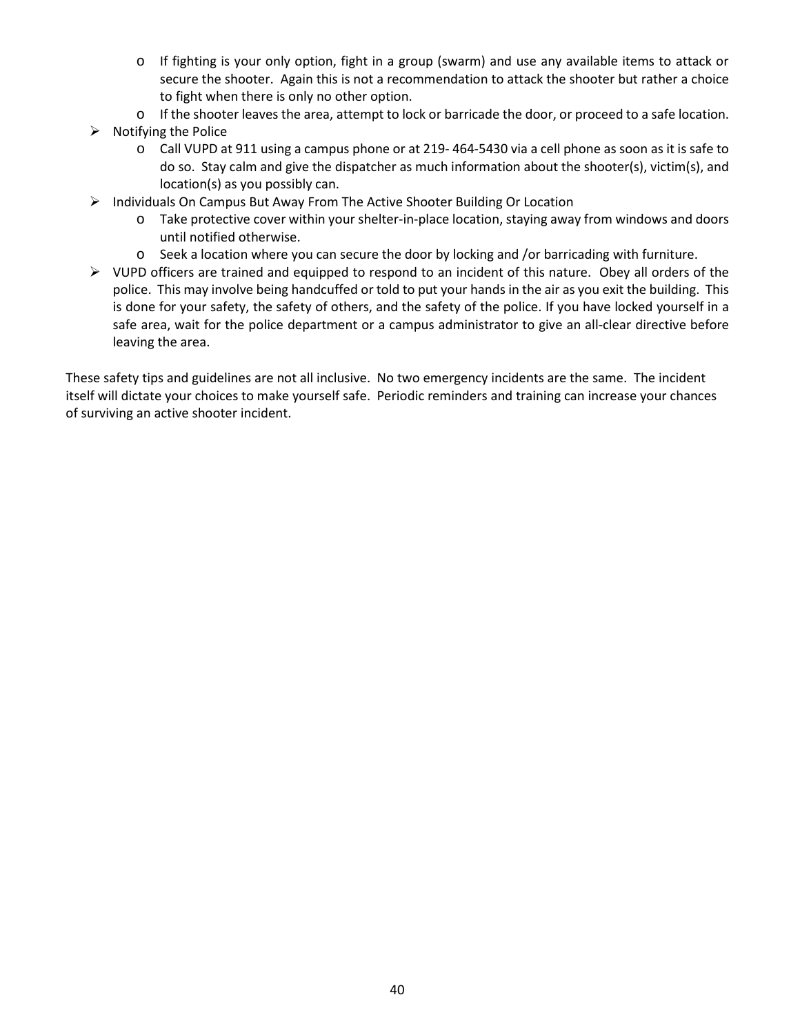- If fighting is your only option, fight in a group (swarm) and use any available items to attack or secure the shooter. Again this is not a recommendation to attack the shooter but rather a choice to fight when there is only no other option.
  - If the shooter leaves the area, attempt to lock or barricade the door, or proceed to a safe location.
- Notifying the Police
  - Call VUPD at 911 using a campus phone or at 219- 464-5430 via a cell phone as soon as it is safe to do so. Stay calm and give the dispatcher as much information about the shooter(s), victim(s), and location(s) as you possibly can.
- Individuals On Campus But Away From The Active Shooter Building Or Location
  - Take protective cover within your shelter-in-place location, staying away from windows and doors until notified otherwise.
  - Seek a location where you can secure the door by locking and /or barricading with furniture.
- VUPD officers are trained and equipped to respond to an incident of this nature. Obey all orders of the police. This may involve being handcuffed or told to put your hands in the air as you exit the building. This is done for your safety, the safety of others, and the safety of the police. If you have locked yourself in a safe area, wait for the police department or a campus administrator to give an all-clear directive before leaving the area.

These safety tips and guidelines are not all inclusive. No two emergency incidents are the same. The incident itself will dictate your choices to make yourself safe. Periodic reminders and training can increase your chances of surviving an active shooter incident.